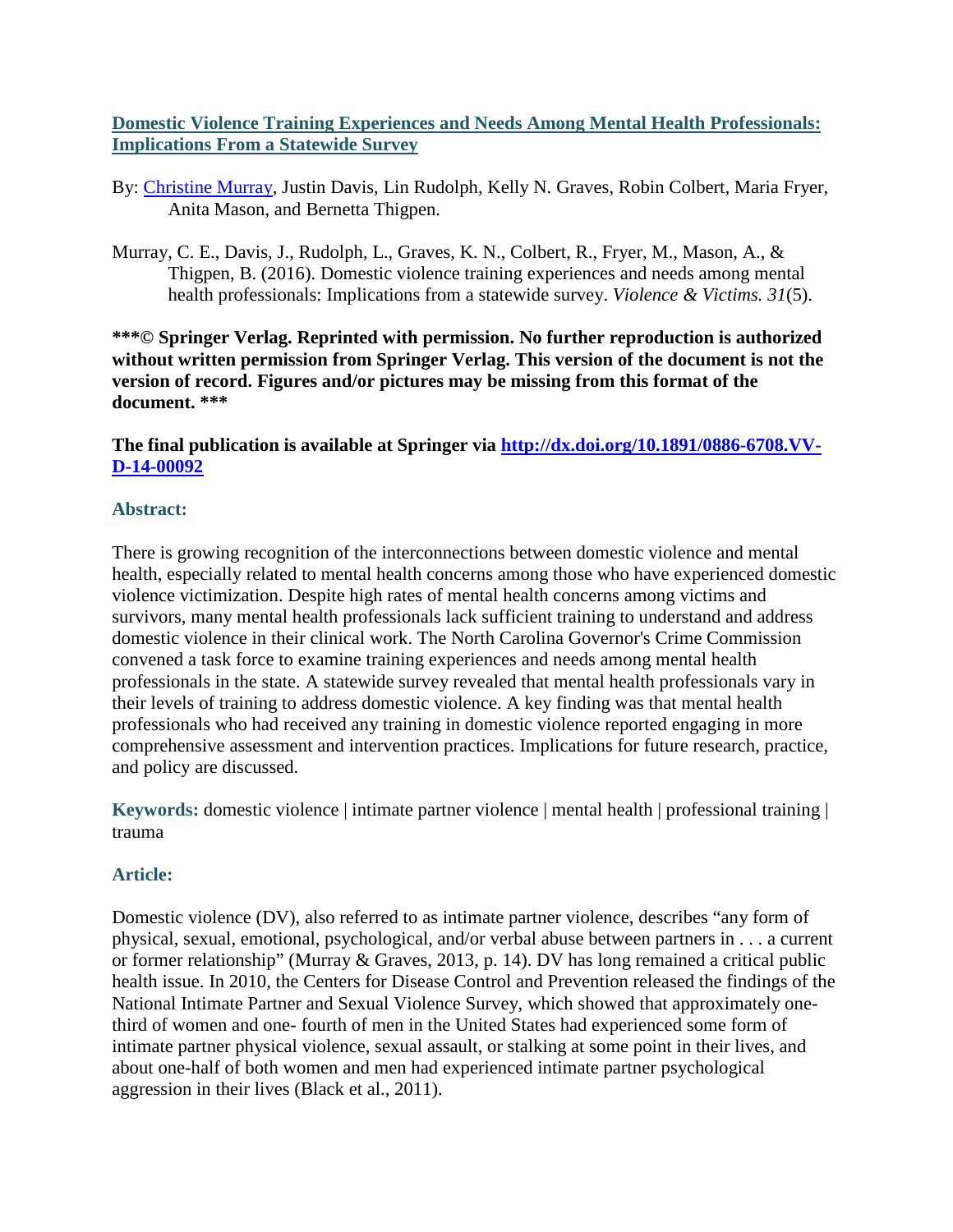# [Domestic Violence Training Experiences and Needs Among Mental Health Professionals: Implications From a Statewide Survey]

By: [Christine Murray], Justin Davis, Lin Rudolph, Kelly N. Graves, Robin Colbert, Maria Fryer, Anita Mason, and Bernetta Thigpen.

Murray, C. E., Davis, J., Rudolph, L., Graves, K. N., Colbert, R., Fryer, M., Mason, A., & Thigpen, B. (2016). Domestic violence training experiences and needs among mental health professionals: Implications from a statewide survey. *Violence & Victims. 31*(5).

**\*\*\*© Springer Verlag. Reprinted with permission. No further reproduction is authorized without written permission from Springer Verlag. This version of the document is not the version of record. Figures and/or pictures may be missing from this format of the document. \*\*\***

**The final publication is available at Springer via [http://dx.doi.org/10.1891/0886-6708.VV-D-14-00092](http://dx.doi.org/10.1891/0886-6708.VV-D-14-00092)**

## Abstract:

There is growing recognition of the interconnections between domestic violence and mental health, especially related to mental health concerns among those who have experienced domestic violence victimization. Despite high rates of mental health concerns among victims and survivors, many mental health professionals lack sufficient training to understand and address domestic violence in their clinical work. The North Carolina Governor's Crime Commission convened a task force to examine training experiences and needs among mental health professionals in the state. A statewide survey revealed that mental health professionals vary in their levels of training to address domestic violence. A key finding was that mental health professionals who had received any training in domestic violence reported engaging in more comprehensive assessment and intervention practices. Implications for future research, practice, and policy are discussed.

**Keywords:** domestic violence | intimate partner violence | mental health | professional training | trauma

## Article:

Domestic violence (DV), also referred to as intimate partner violence, describes "any form of physical, sexual, emotional, psychological, and/or verbal abuse between partners in . . . a current or former relationship" (Murray & Graves, 2013, p. 14). DV has long remained a critical public health issue. In 2010, the Centers for Disease Control and Prevention released the findings of the National Intimate Partner and Sexual Violence Survey, which showed that approximately one-third of women and one- fourth of men in the United States had experienced some form of intimate partner physical violence, sexual assault, or stalking at some point in their lives, and about one-half of both women and men had experienced intimate partner psychological aggression in their lives (Black et al., 2011).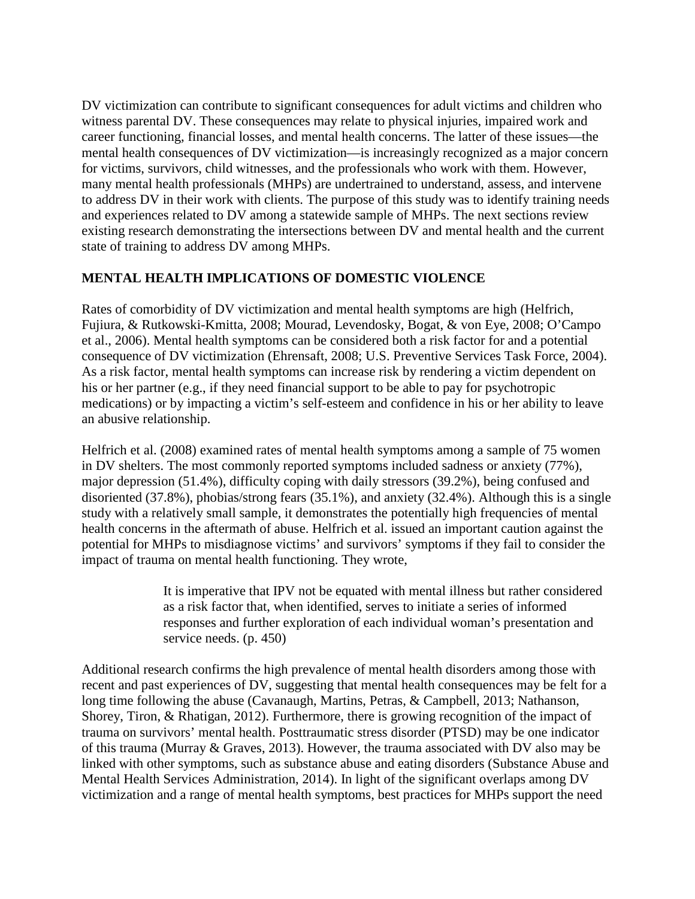DV victimization can contribute to significant consequences for adult victims and children who witness parental DV. These consequences may relate to physical injuries, impaired work and career functioning, financial losses, and mental health concerns. The latter of these issues—the mental health consequences of DV victimization—is increasingly recognized as a major concern for victims, survivors, child witnesses, and the professionals who work with them. However, many mental health professionals (MHPs) are undertrained to understand, assess, and intervene to address DV in their work with clients. The purpose of this study was to identify training needs and experiences related to DV among a statewide sample of MHPs. The next sections review existing research demonstrating the intersections between DV and mental health and the current state of training to address DV among MHPs.

## MENTAL HEALTH IMPLICATIONS OF DOMESTIC VIOLENCE

Rates of comorbidity of DV victimization and mental health symptoms are high (Helfrich, Fujiura, & Rutkowski-Kmitta, 2008; Mourad, Levendosky, Bogat, & von Eye, 2008; O'Campo et al., 2006). Mental health symptoms can be considered both a risk factor for and a potential consequence of DV victimization (Ehrensaft, 2008; U.S. Preventive Services Task Force, 2004). As a risk factor, mental health symptoms can increase risk by rendering a victim dependent on his or her partner (e.g., if they need financial support to be able to pay for psychotropic medications) or by impacting a victim's self-esteem and confidence in his or her ability to leave an abusive relationship.

Helfrich et al. (2008) examined rates of mental health symptoms among a sample of 75 women in DV shelters. The most commonly reported symptoms included sadness or anxiety (77%), major depression (51.4%), difficulty coping with daily stressors (39.2%), being confused and disoriented (37.8%), phobias/strong fears (35.1%), and anxiety (32.4%). Although this is a single study with a relatively small sample, it demonstrates the potentially high frequencies of mental health concerns in the aftermath of abuse. Helfrich et al. issued an important caution against the potential for MHPs to misdiagnose victims' and survivors' symptoms if they fail to consider the impact of trauma on mental health functioning. They wrote,

> It is imperative that IPV not be equated with mental illness but rather considered as a risk factor that, when identified, serves to initiate a series of informed responses and further exploration of each individual woman's presentation and service needs. (p. 450)

Additional research confirms the high prevalence of mental health disorders among those with recent and past experiences of DV, suggesting that mental health consequences may be felt for a long time following the abuse (Cavanaugh, Martins, Petras, & Campbell, 2013; Nathanson, Shorey, Tiron, & Rhatigan, 2012). Furthermore, there is growing recognition of the impact of trauma on survivors' mental health. Posttraumatic stress disorder (PTSD) may be one indicator of this trauma (Murray & Graves, 2013). However, the trauma associated with DV also may be linked with other symptoms, such as substance abuse and eating disorders (Substance Abuse and Mental Health Services Administration, 2014). In light of the significant overlaps among DV victimization and a range of mental health symptoms, best practices for MHPs support the need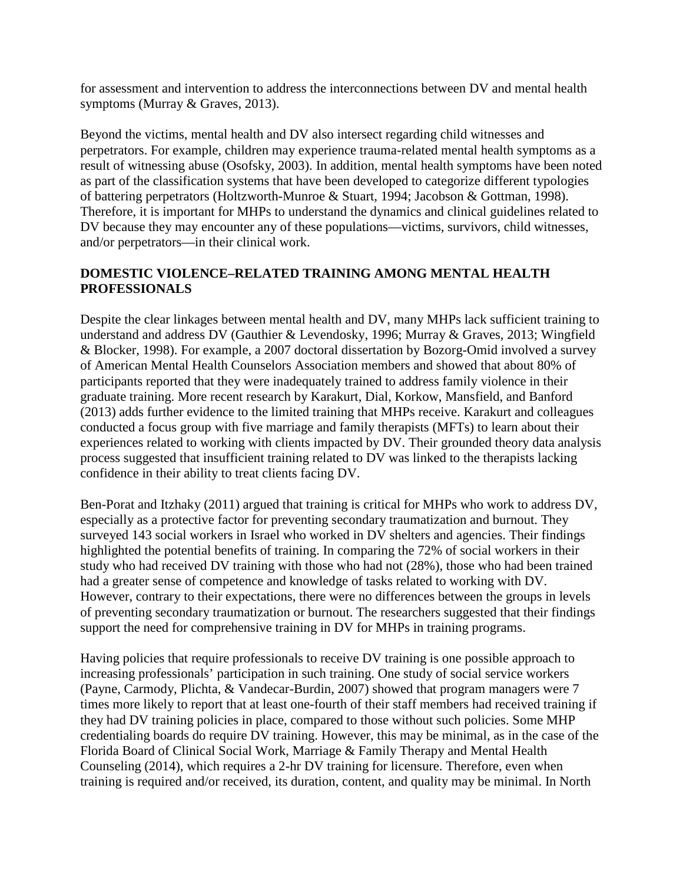for assessment and intervention to address the interconnections between DV and mental health symptoms (Murray & Graves, 2013).

Beyond the victims, mental health and DV also intersect regarding child witnesses and perpetrators. For example, children may experience trauma-related mental health symptoms as a result of witnessing abuse (Osofsky, 2003). In addition, mental health symptoms have been noted as part of the classification systems that have been developed to categorize different typologies of battering perpetrators (Holtzworth-Munroe & Stuart, 1994; Jacobson & Gottman, 1998). Therefore, it is important for MHPs to understand the dynamics and clinical guidelines related to DV because they may encounter any of these populations—victims, survivors, child witnesses, and/or perpetrators—in their clinical work.

## DOMESTIC VIOLENCE–RELATED TRAINING AMONG MENTAL HEALTH PROFESSIONALS

Despite the clear linkages between mental health and DV, many MHPs lack sufficient training to understand and address DV (Gauthier & Levendosky, 1996; Murray & Graves, 2013; Wingfield & Blocker, 1998). For example, a 2007 doctoral dissertation by Bozorg-Omid involved a survey of American Mental Health Counselors Association members and showed that about 80% of participants reported that they were inadequately trained to address family violence in their graduate training. More recent research by Karakurt, Dial, Korkow, Mansfield, and Banford (2013) adds further evidence to the limited training that MHPs receive. Karakurt and colleagues conducted a focus group with five marriage and family therapists (MFTs) to learn about their experiences related to working with clients impacted by DV. Their grounded theory data analysis process suggested that insufficient training related to DV was linked to the therapists lacking confidence in their ability to treat clients facing DV.

Ben-Porat and Itzhaky (2011) argued that training is critical for MHPs who work to address DV, especially as a protective factor for preventing secondary traumatization and burnout. They surveyed 143 social workers in Israel who worked in DV shelters and agencies. Their findings highlighted the potential benefits of training. In comparing the 72% of social workers in their study who had received DV training with those who had not (28%), those who had been trained had a greater sense of competence and knowledge of tasks related to working with DV. However, contrary to their expectations, there were no differences between the groups in levels of preventing secondary traumatization or burnout. The researchers suggested that their findings support the need for comprehensive training in DV for MHPs in training programs.

Having policies that require professionals to receive DV training is one possible approach to increasing professionals' participation in such training. One study of social service workers (Payne, Carmody, Plichta, & Vandecar-Burdin, 2007) showed that program managers were 7 times more likely to report that at least one-fourth of their staff members had received training if they had DV training policies in place, compared to those without such policies. Some MHP credentialing boards do require DV training. However, this may be minimal, as in the case of the Florida Board of Clinical Social Work, Marriage & Family Therapy and Mental Health Counseling (2014), which requires a 2-hr DV training for licensure. Therefore, even when training is required and/or received, its duration, content, and quality may be minimal. In North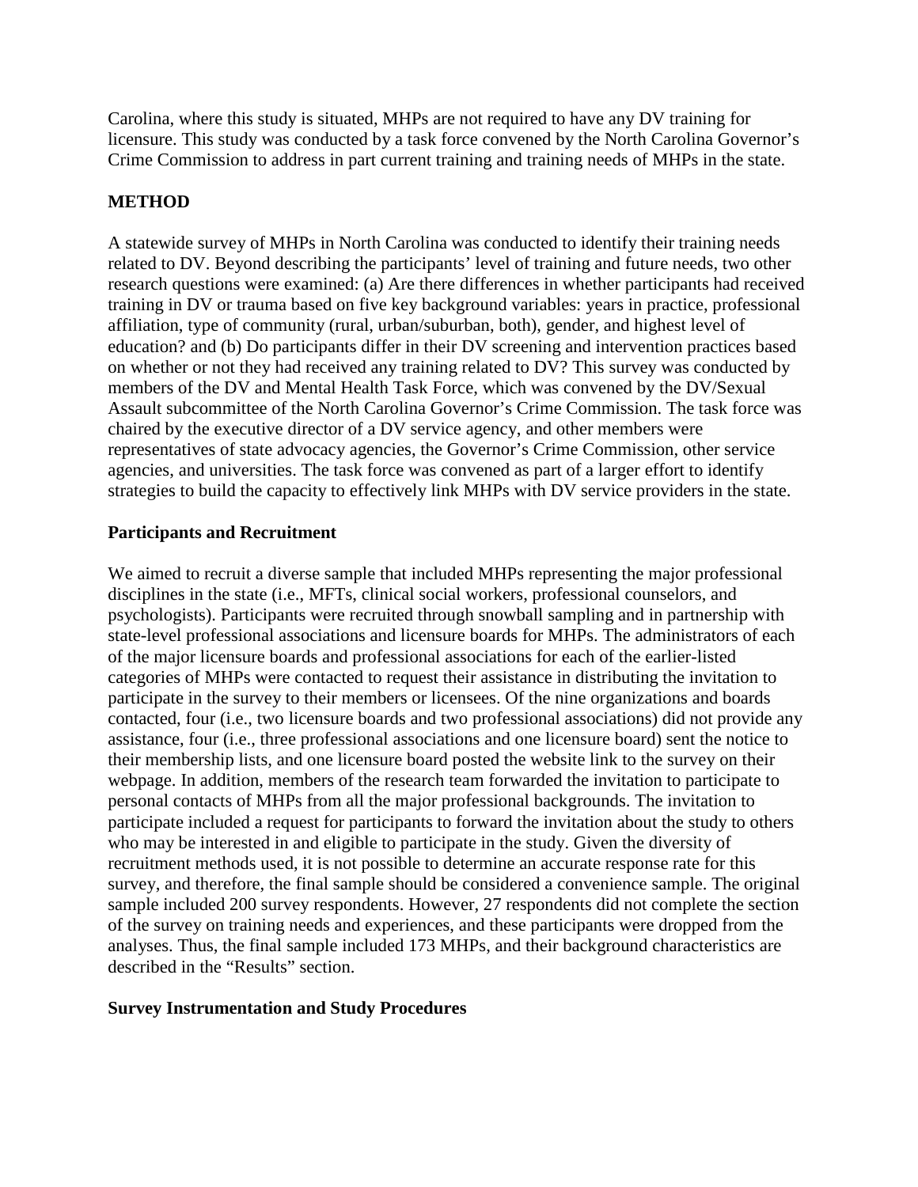Carolina, where this study is situated, MHPs are not required to have any DV training for licensure. This study was conducted by a task force convened by the North Carolina Governor's Crime Commission to address in part current training and training needs of MHPs in the state.

## METHOD

A statewide survey of MHPs in North Carolina was conducted to identify their training needs related to DV. Beyond describing the participants' level of training and future needs, two other research questions were examined: (a) Are there differences in whether participants had received training in DV or trauma based on five key background variables: years in practice, professional affiliation, type of community (rural, urban/suburban, both), gender, and highest level of education? and (b) Do participants differ in their DV screening and intervention practices based on whether or not they had received any training related to DV? This survey was conducted by members of the DV and Mental Health Task Force, which was convened by the DV/Sexual Assault subcommittee of the North Carolina Governor's Crime Commission. The task force was chaired by the executive director of a DV service agency, and other members were representatives of state advocacy agencies, the Governor's Crime Commission, other service agencies, and universities. The task force was convened as part of a larger effort to identify strategies to build the capacity to effectively link MHPs with DV service providers in the state.

### Participants and Recruitment

We aimed to recruit a diverse sample that included MHPs representing the major professional disciplines in the state (i.e., MFTs, clinical social workers, professional counselors, and psychologists). Participants were recruited through snowball sampling and in partnership with state-level professional associations and licensure boards for MHPs. The administrators of each of the major licensure boards and professional associations for each of the earlier-listed categories of MHPs were contacted to request their assistance in distributing the invitation to participate in the survey to their members or licensees. Of the nine organizations and boards contacted, four (i.e., two licensure boards and two professional associations) did not provide any assistance, four (i.e., three professional associations and one licensure board) sent the notice to their membership lists, and one licensure board posted the website link to the survey on their webpage. In addition, members of the research team forwarded the invitation to participate to personal contacts of MHPs from all the major professional backgrounds. The invitation to participate included a request for participants to forward the invitation about the study to others who may be interested in and eligible to participate in the study. Given the diversity of recruitment methods used, it is not possible to determine an accurate response rate for this survey, and therefore, the final sample should be considered a convenience sample. The original sample included 200 survey respondents. However, 27 respondents did not complete the section of the survey on training needs and experiences, and these participants were dropped from the analyses. Thus, the final sample included 173 MHPs, and their background characteristics are described in the "Results" section.

### Survey Instrumentation and Study Procedures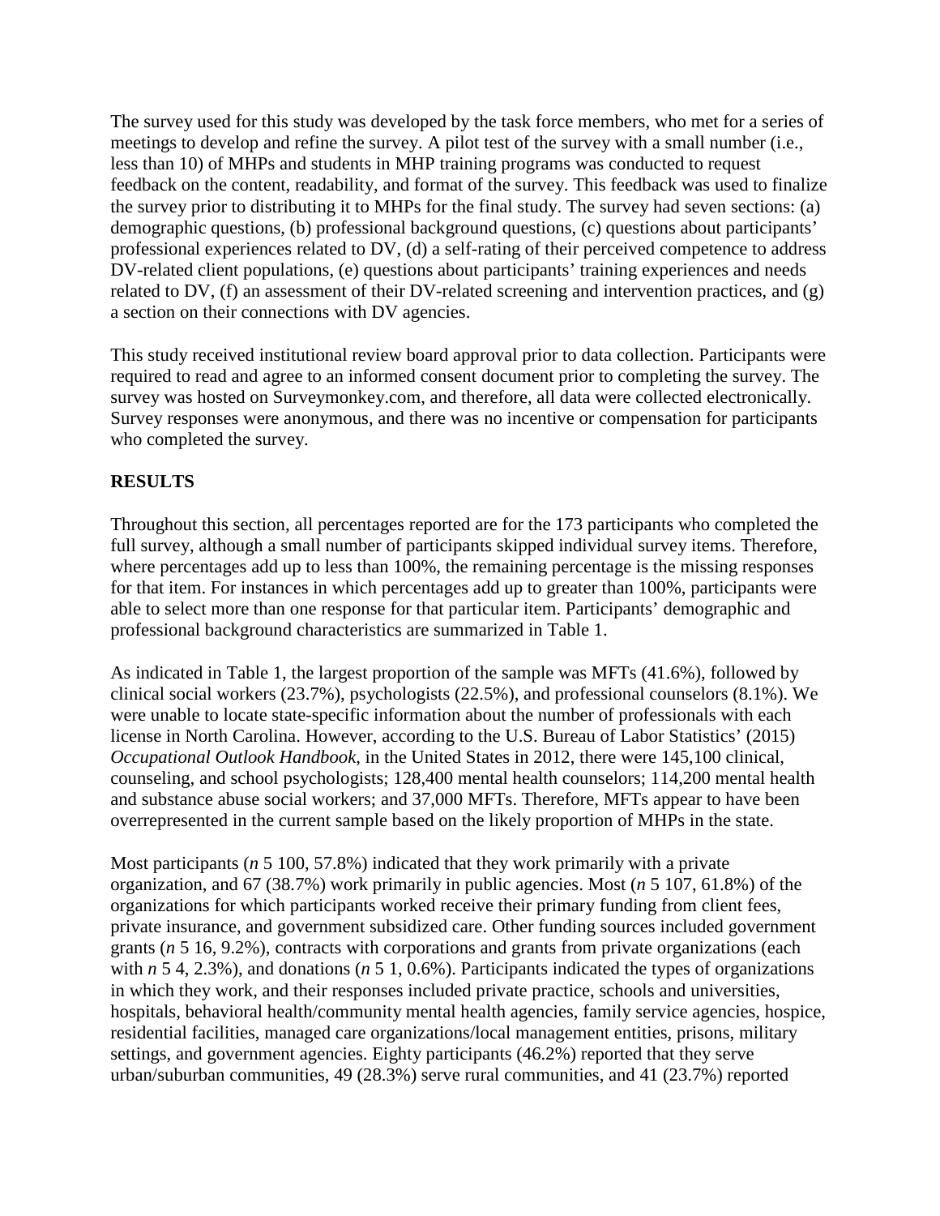The survey used for this study was developed by the task force members, who met for a series of meetings to develop and refine the survey. A pilot test of the survey with a small number (i.e., less than 10) of MHPs and students in MHP training programs was conducted to request feedback on the content, readability, and format of the survey. This feedback was used to finalize the survey prior to distributing it to MHPs for the final study. The survey had seven sections: (a) demographic questions, (b) professional background questions, (c) questions about participants' professional experiences related to DV, (d) a self-rating of their perceived competence to address DV-related client populations, (e) questions about participants' training experiences and needs related to DV, (f) an assessment of their DV-related screening and intervention practices, and (g) a section on their connections with DV agencies.

This study received institutional review board approval prior to data collection. Participants were required to read and agree to an informed consent document prior to completing the survey. The survey was hosted on Surveymonkey.com, and therefore, all data were collected electronically. Survey responses were anonymous, and there was no incentive or compensation for participants who completed the survey.

## RESULTS

Throughout this section, all percentages reported are for the 173 participants who completed the full survey, although a small number of participants skipped individual survey items. Therefore, where percentages add up to less than 100%, the remaining percentage is the missing responses for that item. For instances in which percentages add up to greater than 100%, participants were able to select more than one response for that particular item. Participants' demographic and professional background characteristics are summarized in Table 1.

As indicated in Table 1, the largest proportion of the sample was MFTs (41.6%), followed by clinical social workers (23.7%), psychologists (22.5%), and professional counselors (8.1%). We were unable to locate state-specific information about the number of professionals with each license in North Carolina. However, according to the U.S. Bureau of Labor Statistics' (2015) *Occupational Outlook Handbook*, in the United States in 2012, there were 145,100 clinical, counseling, and school psychologists; 128,400 mental health counselors; 114,200 mental health and substance abuse social workers; and 37,000 MFTs. Therefore, MFTs appear to have been overrepresented in the current sample based on the likely proportion of MHPs in the state.

Most participants (*n* 5 100, 57.8%) indicated that they work primarily with a private organization, and 67 (38.7%) work primarily in public agencies. Most (*n* 5 107, 61.8%) of the organizations for which participants worked receive their primary funding from client fees, private insurance, and government subsidized care. Other funding sources included government grants (*n* 5 16, 9.2%), contracts with corporations and grants from private organizations (each with *n* 5 4, 2.3%), and donations (*n* 5 1, 0.6%). Participants indicated the types of organizations in which they work, and their responses included private practice, schools and universities, hospitals, behavioral health/community mental health agencies, family service agencies, hospice, residential facilities, managed care organizations/local management entities, prisons, military settings, and government agencies. Eighty participants (46.2%) reported that they serve urban/suburban communities, 49 (28.3%) serve rural communities, and 41 (23.7%) reported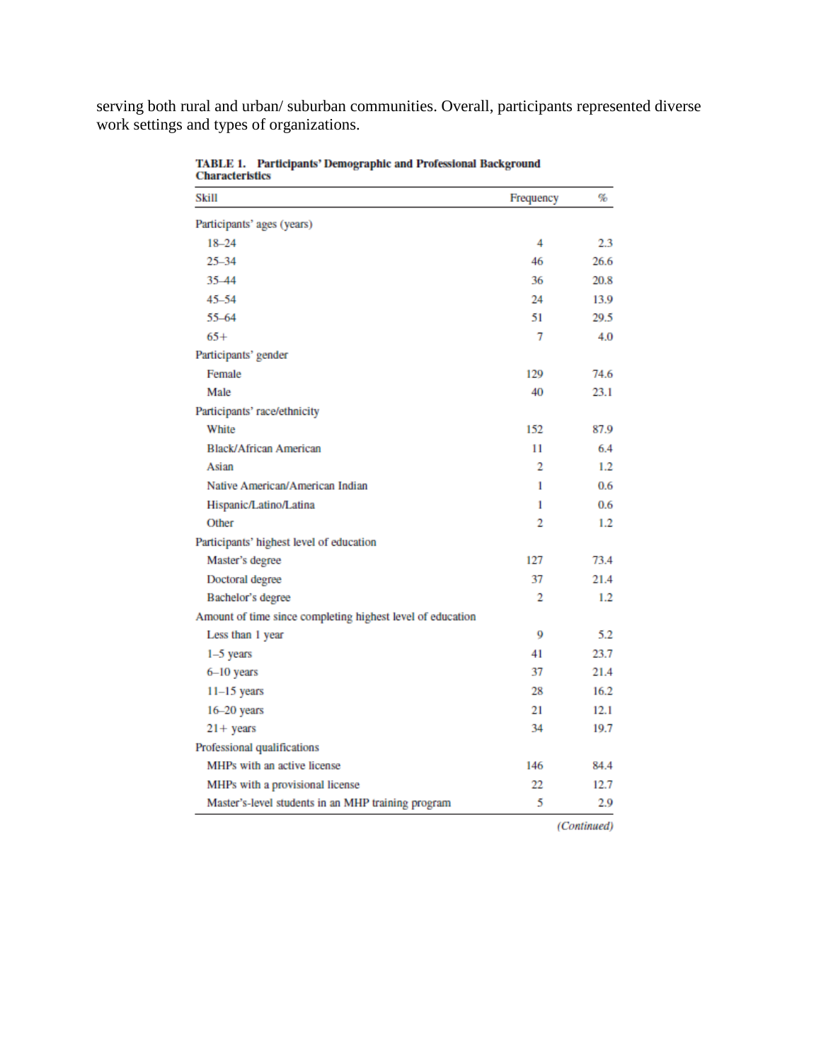serving both rural and urban/ suburban communities. Overall, participants represented diverse work settings and types of organizations.

**TABLE 1. Participants' Demographic and Professional Background Characteristics**

| Skill | Frequency | % |
|---|---|---|
| Participants' ages (years) | | |
| 18–24 | 4 | 2.3 |
| 25–34 | 46 | 26.6 |
| 35–44 | 36 | 20.8 |
| 45–54 | 24 | 13.9 |
| 55–64 | 51 | 29.5 |
| 65+ | 7 | 4.0 |
| Participants' gender | | |
| Female | 129 | 74.6 |
| Male | 40 | 23.1 |
| Participants' race/ethnicity | | |
| White | 152 | 87.9 |
| Black/African American | 11 | 6.4 |
| Asian | 2 | 1.2 |
| Native American/American Indian | 1 | 0.6 |
| Hispanic/Latino/Latina | 1 | 0.6 |
| Other | 2 | 1.2 |
| Participants' highest level of education | | |
| Master's degree | 127 | 73.4 |
| Doctoral degree | 37 | 21.4 |
| Bachelor's degree | 2 | 1.2 |
| Amount of time since completing highest level of education | | |
| Less than 1 year | 9 | 5.2 |
| 1–5 years | 41 | 23.7 |
| 6–10 years | 37 | 21.4 |
| 11–15 years | 28 | 16.2 |
| 16–20 years | 21 | 12.1 |
| 21+ years | 34 | 19.7 |
| Professional qualifications | | |
| MHPs with an active license | 146 | 84.4 |
| MHPs with a provisional license | 22 | 12.7 |
| Master's-level students in an MHP training program | 5 | 2.9 |

*(Continued)*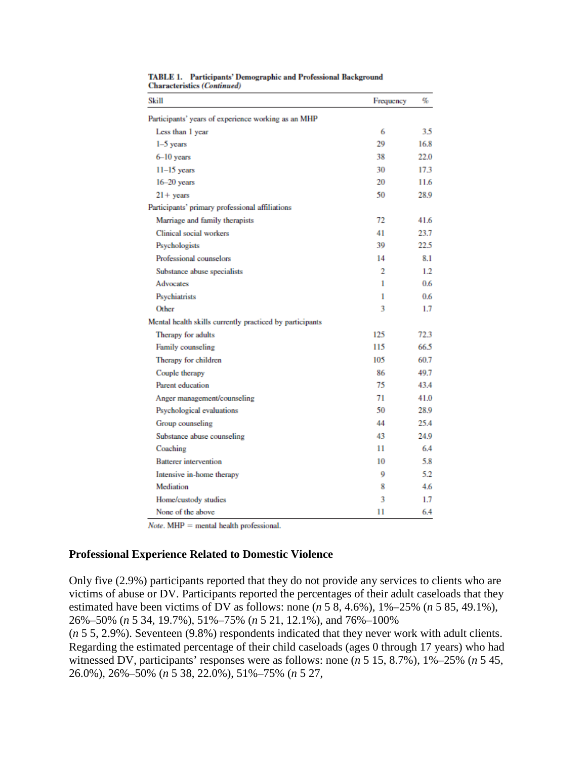**TABLE 1. Participants' Demographic and Professional Background Characteristics *(Continued)***

| Skill | Frequency | % |
|---|---|---|
| Participants' years of experience working as an MHP | | |
| Less than 1 year | 6 | 3.5 |
| 1–5 years | 29 | 16.8 |
| 6–10 years | 38 | 22.0 |
| 11–15 years | 30 | 17.3 |
| 16–20 years | 20 | 11.6 |
| 21+ years | 50 | 28.9 |
| Participants' primary professional affiliations | | |
| Marriage and family therapists | 72 | 41.6 |
| Clinical social workers | 41 | 23.7 |
| Psychologists | 39 | 22.5 |
| Professional counselors | 14 | 8.1 |
| Substance abuse specialists | 2 | 1.2 |
| Advocates | 1 | 0.6 |
| Psychiatrists | 1 | 0.6 |
| Other | 3 | 1.7 |
| Mental health skills currently practiced by participants | | |
| Therapy for adults | 125 | 72.3 |
| Family counseling | 115 | 66.5 |
| Therapy for children | 105 | 60.7 |
| Couple therapy | 86 | 49.7 |
| Parent education | 75 | 43.4 |
| Anger management/counseling | 71 | 41.0 |
| Psychological evaluations | 50 | 28.9 |
| Group counseling | 44 | 25.4 |
| Substance abuse counseling | 43 | 24.9 |
| Coaching | 11 | 6.4 |
| Batterer intervention | 10 | 5.8 |
| Intensive in-home therapy | 9 | 5.2 |
| Mediation | 8 | 4.6 |
| Home/custody studies | 3 | 1.7 |
| None of the above | 11 | 6.4 |

*Note*. MHP = mental health professional.

### Professional Experience Related to Domestic Violence

Only five (2.9%) participants reported that they do not provide any services to clients who are victims of abuse or DV. Participants reported the percentages of their adult caseloads that they estimated have been victims of DV as follows: none (*n* 5 8, 4.6%), 1%–25% (*n* 5 85, 49.1%), 26%–50% (*n* 5 34, 19.7%), 51%–75% (*n* 5 21, 12.1%), and 76%–100% (*n* 5 5, 2.9%). Seventeen (9.8%) respondents indicated that they never work with adult clients. Regarding the estimated percentage of their child caseloads (ages 0 through 17 years) who had witnessed DV, participants' responses were as follows: none (*n* 5 15, 8.7%), 1%–25% (*n* 5 45, 26.0%), 26%–50% (*n* 5 38, 22.0%), 51%–75% (*n* 5 27,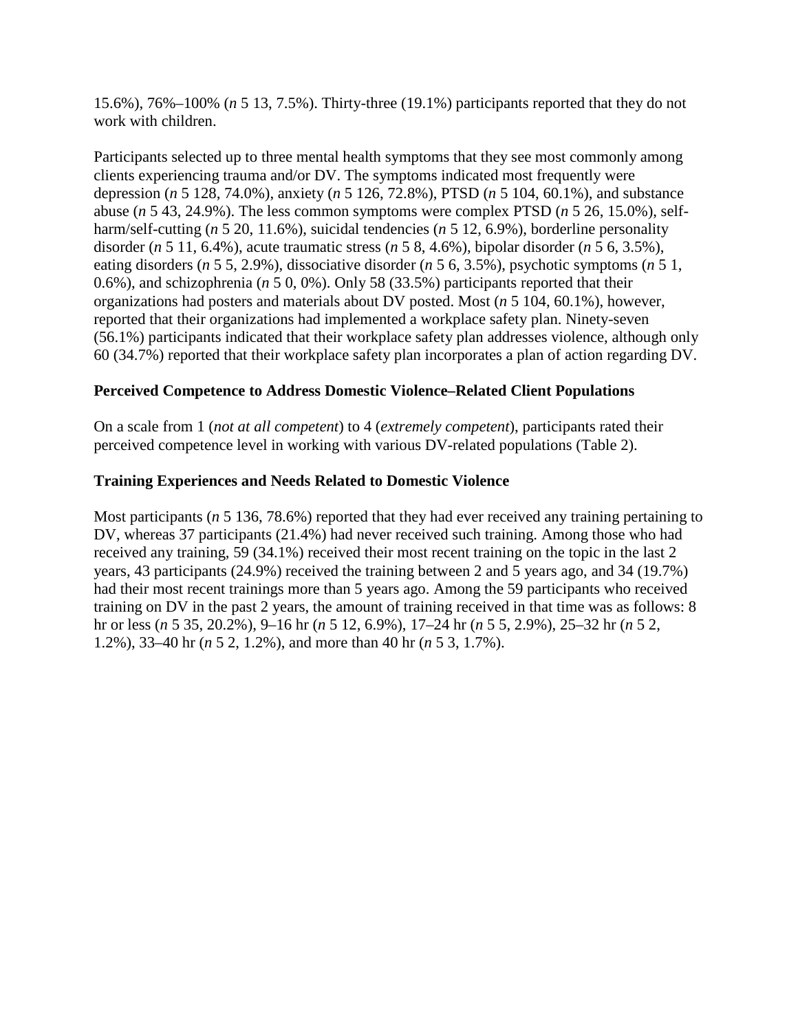15.6%), 76%–100% (*n* 5 13, 7.5%). Thirty-three (19.1%) participants reported that they do not work with children.

Participants selected up to three mental health symptoms that they see most commonly among clients experiencing trauma and/or DV. The symptoms indicated most frequently were depression (*n* 5 128, 74.0%), anxiety (*n* 5 126, 72.8%), PTSD (*n* 5 104, 60.1%), and substance abuse (*n* 5 43, 24.9%). The less common symptoms were complex PTSD (*n* 5 26, 15.0%), self-harm/self-cutting (*n* 5 20, 11.6%), suicidal tendencies (*n* 5 12, 6.9%), borderline personality disorder (*n* 5 11, 6.4%), acute traumatic stress (*n* 5 8, 4.6%), bipolar disorder (*n* 5 6, 3.5%), eating disorders (*n* 5 5, 2.9%), dissociative disorder (*n* 5 6, 3.5%), psychotic symptoms (*n* 5 1, 0.6%), and schizophrenia (*n* 5 0, 0%). Only 58 (33.5%) participants reported that their organizations had posters and materials about DV posted. Most (*n* 5 104, 60.1%), however, reported that their organizations had implemented a workplace safety plan. Ninety-seven (56.1%) participants indicated that their workplace safety plan addresses violence, although only 60 (34.7%) reported that their workplace safety plan incorporates a plan of action regarding DV.

### Perceived Competence to Address Domestic Violence–Related Client Populations

On a scale from 1 (*not at all competent*) to 4 (*extremely competent*), participants rated their perceived competence level in working with various DV-related populations (Table 2).

### Training Experiences and Needs Related to Domestic Violence

Most participants (*n* 5 136, 78.6%) reported that they had ever received any training pertaining to DV, whereas 37 participants (21.4%) had never received such training. Among those who had received any training, 59 (34.1%) received their most recent training on the topic in the last 2 years, 43 participants (24.9%) received the training between 2 and 5 years ago, and 34 (19.7%) had their most recent trainings more than 5 years ago. Among the 59 participants who received training on DV in the past 2 years, the amount of training received in that time was as follows: 8 hr or less (*n* 5 35, 20.2%), 9–16 hr (*n* 5 12, 6.9%), 17–24 hr (*n* 5 5, 2.9%), 25–32 hr (*n* 5 2, 1.2%), 33–40 hr (*n* 5 2, 1.2%), and more than 40 hr (*n* 5 3, 1.7%).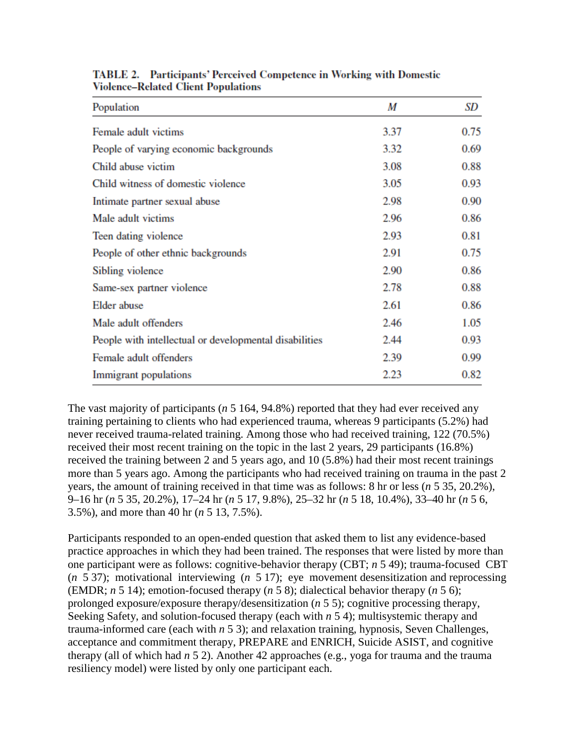**TABLE 2. Participants' Perceived Competence in Working with Domestic Violence–Related Client Populations**

| Population | *M* | *SD* |
|---|---|---|
| Female adult victims | 3.37 | 0.75 |
| People of varying economic backgrounds | 3.32 | 0.69 |
| Child abuse victim | 3.08 | 0.88 |
| Child witness of domestic violence | 3.05 | 0.93 |
| Intimate partner sexual abuse | 2.98 | 0.90 |
| Male adult victims | 2.96 | 0.86 |
| Teen dating violence | 2.93 | 0.81 |
| People of other ethnic backgrounds | 2.91 | 0.75 |
| Sibling violence | 2.90 | 0.86 |
| Same-sex partner violence | 2.78 | 0.88 |
| Elder abuse | 2.61 | 0.86 |
| Male adult offenders | 2.46 | 1.05 |
| People with intellectual or developmental disabilities | 2.44 | 0.93 |
| Female adult offenders | 2.39 | 0.99 |
| Immigrant populations | 2.23 | 0.82 |

The vast majority of participants (*n* 5 164, 94.8%) reported that they had ever received any training pertaining to clients who had experienced trauma, whereas 9 participants (5.2%) had never received trauma-related training. Among those who had received training, 122 (70.5%) received their most recent training on the topic in the last 2 years, 29 participants (16.8%) received the training between 2 and 5 years ago, and 10 (5.8%) had their most recent trainings more than 5 years ago. Among the participants who had received training on trauma in the past 2 years, the amount of training received in that time was as follows: 8 hr or less (*n* 5 35, 20.2%), 9–16 hr (*n* 5 35, 20.2%), 17–24 hr (*n* 5 17, 9.8%), 25–32 hr (*n* 5 18, 10.4%), 33–40 hr (*n* 5 6, 3.5%), and more than 40 hr (*n* 5 13, 7.5%).

Participants responded to an open-ended question that asked them to list any evidence-based practice approaches in which they had been trained. The responses that were listed by more than one participant were as follows: cognitive-behavior therapy (CBT; *n* 5 49); trauma-focused CBT (*n* 5 37); motivational interviewing (*n* 5 17); eye movement desensitization and reprocessing (EMDR; *n* 5 14); emotion-focused therapy (*n* 5 8); dialectical behavior therapy (*n* 5 6); prolonged exposure/exposure therapy/desensitization (*n* 5 5); cognitive processing therapy, Seeking Safety, and solution-focused therapy (each with *n* 5 4); multisystemic therapy and trauma-informed care (each with *n* 5 3); and relaxation training, hypnosis, Seven Challenges, acceptance and commitment therapy, PREPARE and ENRICH, Suicide ASIST, and cognitive therapy (all of which had *n* 5 2). Another 42 approaches (e.g., yoga for trauma and the trauma resiliency model) were listed by only one participant each.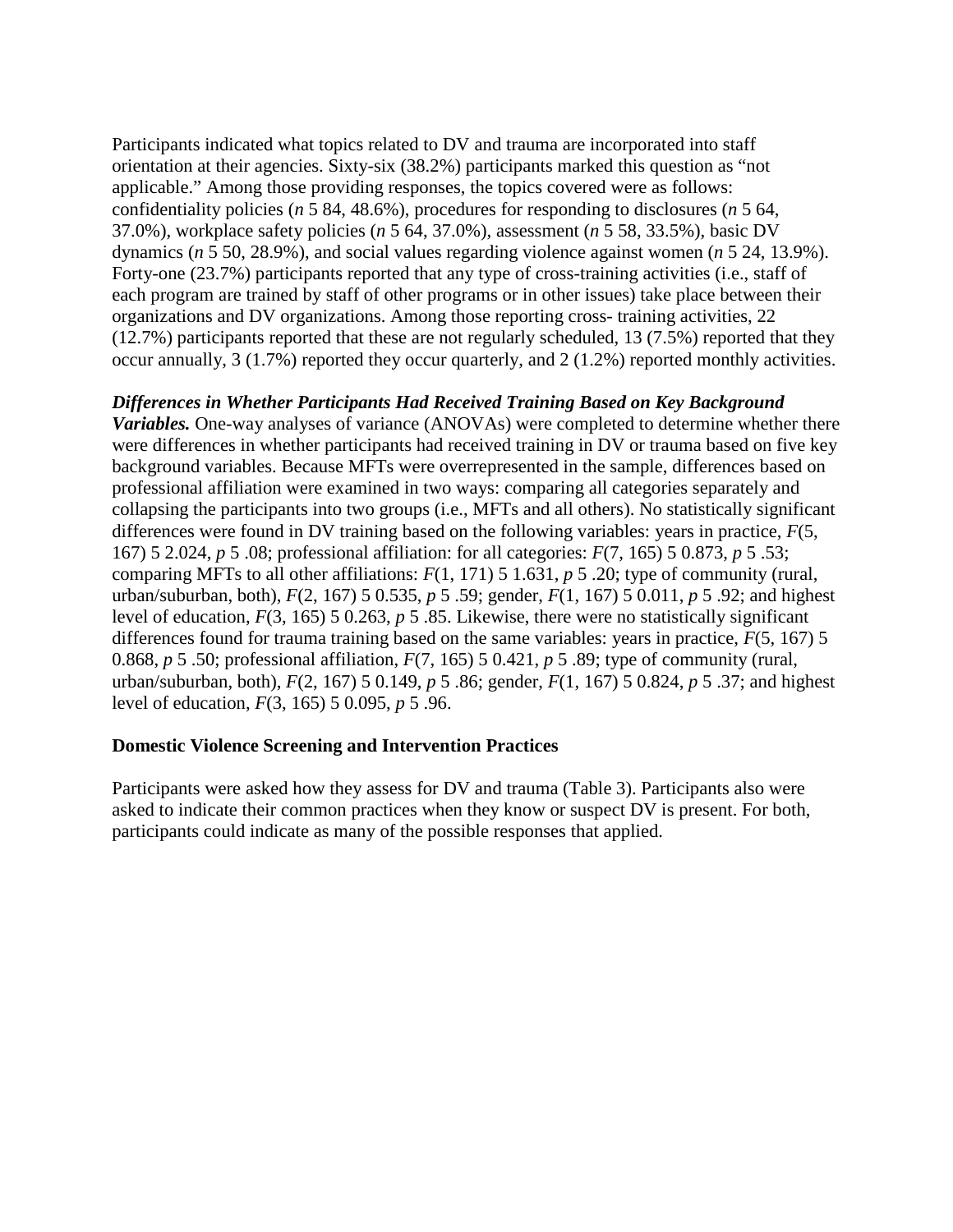Participants indicated what topics related to DV and trauma are incorporated into staff orientation at their agencies. Sixty-six (38.2%) participants marked this question as "not applicable." Among those providing responses, the topics covered were as follows: confidentiality policies (*n* 5 84, 48.6%), procedures for responding to disclosures (*n* 5 64, 37.0%), workplace safety policies (*n* 5 64, 37.0%), assessment (*n* 5 58, 33.5%), basic DV dynamics (*n* 5 50, 28.9%), and social values regarding violence against women (*n* 5 24, 13.9%). Forty-one (23.7%) participants reported that any type of cross-training activities (i.e., staff of each program are trained by staff of other programs or in other issues) take place between their organizations and DV organizations. Among those reporting cross- training activities, 22 (12.7%) participants reported that these are not regularly scheduled, 13 (7.5%) reported that they occur annually, 3 (1.7%) reported they occur quarterly, and 2 (1.2%) reported monthly activities.

***Differences in Whether Participants Had Received Training Based on Key Background Variables.*** One-way analyses of variance (ANOVAs) were completed to determine whether there were differences in whether participants had received training in DV or trauma based on five key background variables. Because MFTs were overrepresented in the sample, differences based on professional affiliation were examined in two ways: comparing all categories separately and collapsing the participants into two groups (i.e., MFTs and all others). No statistically significant differences were found in DV training based on the following variables: years in practice, $F(5, 167)$ 5 2.024, *p* 5 .08; professional affiliation: for all categories: $F(7, 165)$ 5 0.873, *p* 5 .53; comparing MFTs to all other affiliations: $F(1, 171)$ 5 1.631, *p* 5 .20; type of community (rural, urban/suburban, both), $F(2, 167)$ 5 0.535, *p* 5 .59; gender, $F(1, 167)$ 5 0.011, *p* 5 .92; and highest level of education, $F(3, 165)$ 5 0.263, *p* 5 .85. Likewise, there were no statistically significant differences found for trauma training based on the same variables: years in practice, $F(5, 167)$ 5 0.868, *p* 5 .50; professional affiliation, $F(7, 165)$ 5 0.421, *p* 5 .89; type of community (rural, urban/suburban, both), $F(2, 167)$ 5 0.149, *p* 5 .86; gender, $F(1, 167)$ 5 0.824, *p* 5 .37; and highest level of education, $F(3, 165)$ 5 0.095, *p* 5 .96.

### Domestic Violence Screening and Intervention Practices

Participants were asked how they assess for DV and trauma (Table 3). Participants also were asked to indicate their common practices when they know or suspect DV is present. For both, participants could indicate as many of the possible responses that applied.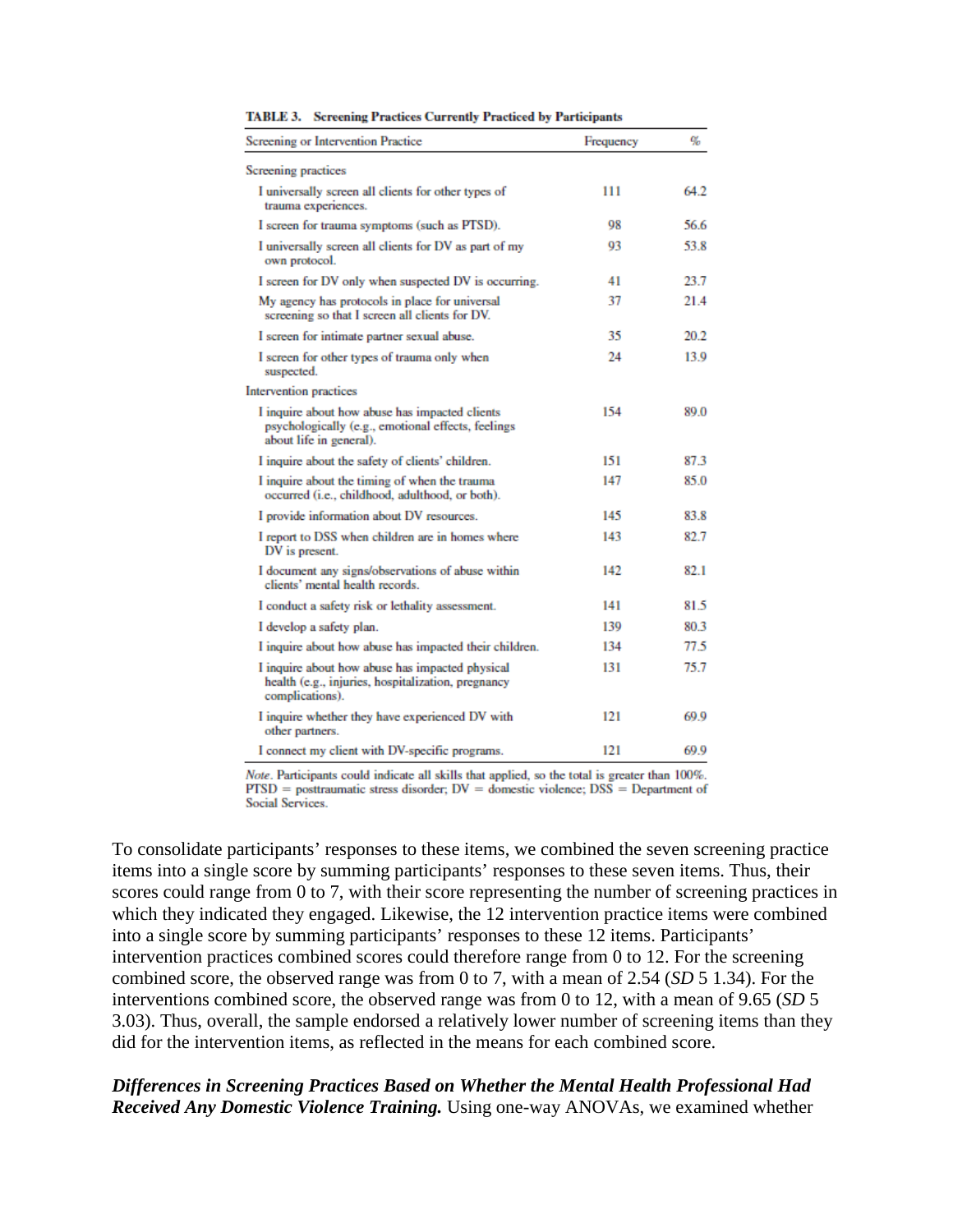**TABLE 3. Screening Practices Currently Practiced by Participants**

| Screening or Intervention Practice | Frequency | % |
|---|---|---|
| Screening practices | | |
| I universally screen all clients for other types of trauma experiences. | 111 | 64.2 |
| I screen for trauma symptoms (such as PTSD). | 98 | 56.6 |
| I universally screen all clients for DV as part of my own protocol. | 93 | 53.8 |
| I screen for DV only when suspected DV is occurring. | 41 | 23.7 |
| My agency has protocols in place for universal screening so that I screen all clients for DV. | 37 | 21.4 |
| I screen for intimate partner sexual abuse. | 35 | 20.2 |
| I screen for other types of trauma only when suspected. | 24 | 13.9 |
| Intervention practices | | |
| I inquire about how abuse has impacted clients psychologically (e.g., emotional effects, feelings about life in general). | 154 | 89.0 |
| I inquire about the safety of clients' children. | 151 | 87.3 |
| I inquire about the timing of when the trauma occurred (i.e., childhood, adulthood, or both). | 147 | 85.0 |
| I provide information about DV resources. | 145 | 83.8 |
| I report to DSS when children are in homes where DV is present. | 143 | 82.7 |
| I document any signs/observations of abuse within clients' mental health records. | 142 | 82.1 |
| I conduct a safety risk or lethality assessment. | 141 | 81.5 |
| I develop a safety plan. | 139 | 80.3 |
| I inquire about how abuse has impacted their children. | 134 | 77.5 |
| I inquire about how abuse has impacted physical health (e.g., injuries, hospitalization, pregnancy complications). | 131 | 75.7 |
| I inquire whether they have experienced DV with other partners. | 121 | 69.9 |
| I connect my client with DV-specific programs. | 121 | 69.9 |

*Note*. Participants could indicate all skills that applied, so the total is greater than 100%. PTSD = posttraumatic stress disorder; DV = domestic violence; DSS = Department of Social Services.

To consolidate participants' responses to these items, we combined the seven screening practice items into a single score by summing participants' responses to these seven items. Thus, their scores could range from 0 to 7, with their score representing the number of screening practices in which they indicated they engaged. Likewise, the 12 intervention practice items were combined into a single score by summing participants' responses to these 12 items. Participants' intervention practices combined scores could therefore range from 0 to 12. For the screening combined score, the observed range was from 0 to 7, with a mean of 2.54 (*SD* 5 1.34). For the interventions combined score, the observed range was from 0 to 12, with a mean of 9.65 (*SD* 5 3.03). Thus, overall, the sample endorsed a relatively lower number of screening items than they did for the intervention items, as reflected in the means for each combined score.

***Differences in Screening Practices Based on Whether the Mental Health Professional Had Received Any Domestic Violence Training.*** Using one-way ANOVAs, we examined whether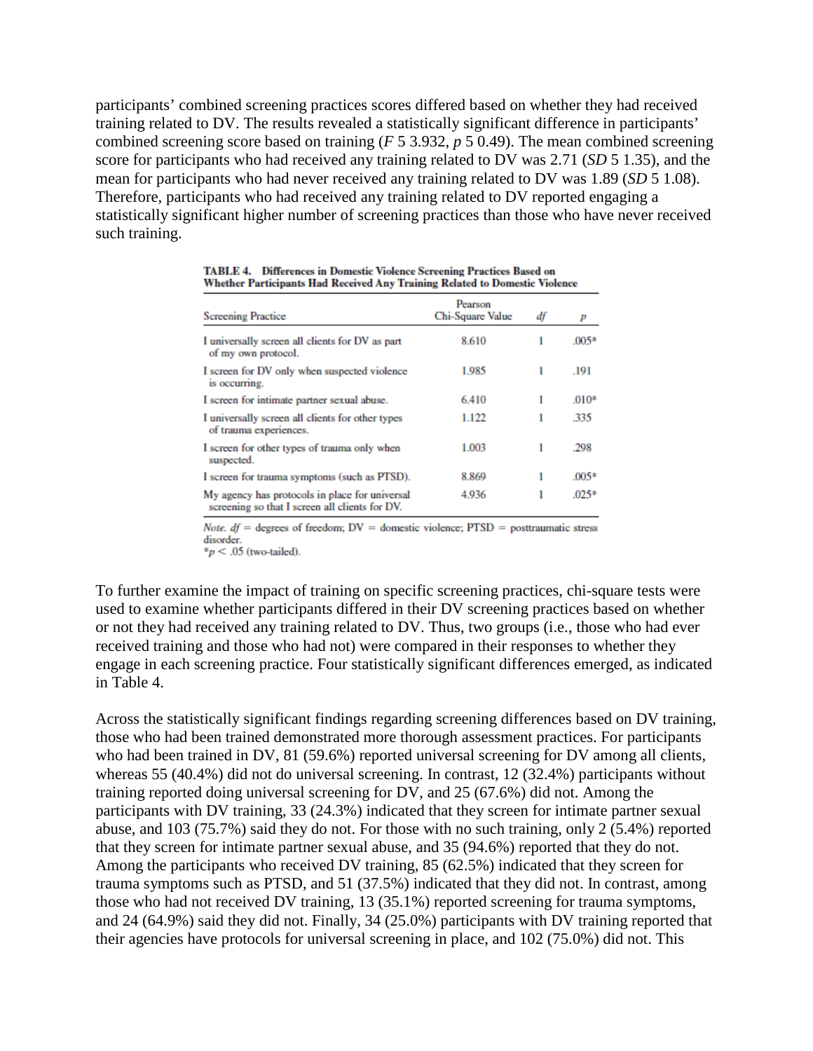participants' combined screening practices scores differed based on whether they had received training related to DV. The results revealed a statistically significant difference in participants' combined screening score based on training ($F$ 5 3.932, $p$ 5 0.49). The mean combined screening score for participants who had received any training related to DV was 2.71 ($SD$ 5 1.35), and the mean for participants who had never received any training related to DV was 1.89 ($SD$ 5 1.08). Therefore, participants who had received any training related to DV reported engaging a statistically significant higher number of screening practices than those who have never received such training.

**TABLE 4. Differences in Domestic Violence Screening Practices Based on Whether Participants Had Received Any Training Related to Domestic Violence**

| Screening Practice | Pearson Chi-Square Value | $df$ | $p$ |
|---|---|---|---|
| I universally screen all clients for DV as part of my own protocol. | 8.610 | 1 | .005* |
| I screen for DV only when suspected violence is occurring. | 1.985 | 1 | .191 |
| I screen for intimate partner sexual abuse. | 6.410 | 1 | .010* |
| I universally screen all clients for other types of trauma experiences. | 1.122 | 1 | .335 |
| I screen for other types of trauma only when suspected. | 1.003 | 1 | .298 |
| I screen for trauma symptoms (such as PTSD). | 8.869 | 1 | .005* |
| My agency has protocols in place for universal screening so that I screen all clients for DV. | 4.936 | 1 | .025* |

*Note.* $df$ = degrees of freedom; DV = domestic violence; PTSD = posttraumatic stress disorder.
*$p < .05$ (two-tailed).

To further examine the impact of training on specific screening practices, chi-square tests were used to examine whether participants differed in their DV screening practices based on whether or not they had received any training related to DV. Thus, two groups (i.e., those who had ever received training and those who had not) were compared in their responses to whether they engage in each screening practice. Four statistically significant differences emerged, as indicated in Table 4.

Across the statistically significant findings regarding screening differences based on DV training, those who had been trained demonstrated more thorough assessment practices. For participants who had been trained in DV, 81 (59.6%) reported universal screening for DV among all clients, whereas 55 (40.4%) did not do universal screening. In contrast, 12 (32.4%) participants without training reported doing universal screening for DV, and 25 (67.6%) did not. Among the participants with DV training, 33 (24.3%) indicated that they screen for intimate partner sexual abuse, and 103 (75.7%) said they do not. For those with no such training, only 2 (5.4%) reported that they screen for intimate partner sexual abuse, and 35 (94.6%) reported that they do not. Among the participants who received DV training, 85 (62.5%) indicated that they screen for trauma symptoms such as PTSD, and 51 (37.5%) indicated that they did not. In contrast, among those who had not received DV training, 13 (35.1%) reported screening for trauma symptoms, and 24 (64.9%) said they did not. Finally, 34 (25.0%) participants with DV training reported that their agencies have protocols for universal screening in place, and 102 (75.0%) did not. This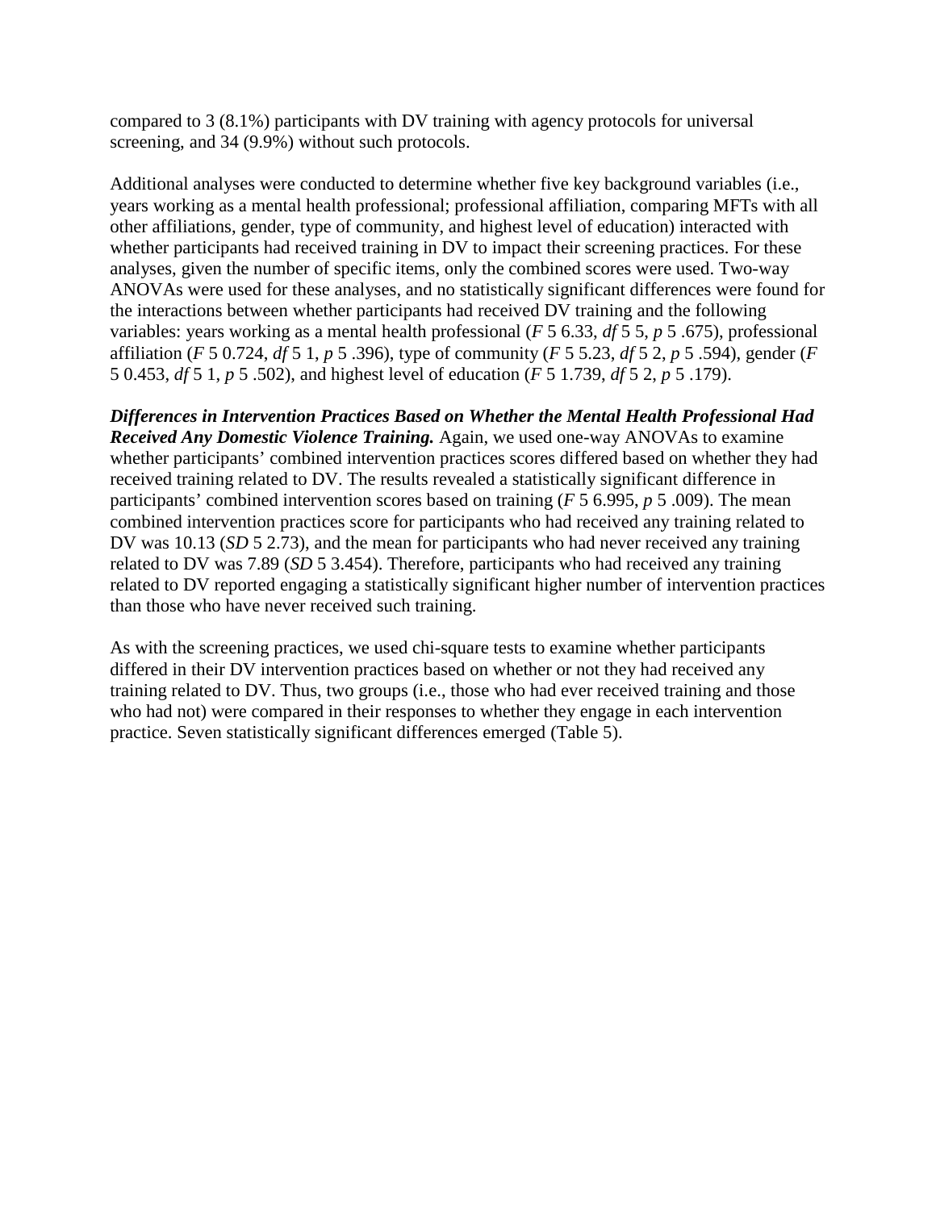compared to 3 (8.1%) participants with DV training with agency protocols for universal screening, and 34 (9.9%) without such protocols.

Additional analyses were conducted to determine whether five key background variables (i.e., years working as a mental health professional; professional affiliation, comparing MFTs with all other affiliations, gender, type of community, and highest level of education) interacted with whether participants had received training in DV to impact their screening practices. For these analyses, given the number of specific items, only the combined scores were used. Two-way ANOVAs were used for these analyses, and no statistically significant differences were found for the interactions between whether participants had received DV training and the following variables: years working as a mental health professional ($F$ 5 6.33, $df$ 5 5, $p$ 5 .675), professional affiliation ($F$ 5 0.724, $df$ 5 1, $p$ 5 .396), type of community ($F$ 5 5.23, $df$ 5 2, $p$ 5 .594), gender ($F$ 5 0.453, $df$ 5 1, $p$ 5 .502), and highest level of education ($F$ 5 1.739, $df$ 5 2, $p$ 5 .179).

***Differences in Intervention Practices Based on Whether the Mental Health Professional Had Received Any Domestic Violence Training.*** Again, we used one-way ANOVAs to examine whether participants' combined intervention practices scores differed based on whether they had received training related to DV. The results revealed a statistically significant difference in participants' combined intervention scores based on training ($F$ 5 6.995, $p$ 5 .009). The mean combined intervention practices score for participants who had received any training related to DV was 10.13 ($SD$ 5 2.73), and the mean for participants who had never received any training related to DV was 7.89 ($SD$ 5 3.454). Therefore, participants who had received any training related to DV reported engaging a statistically significant higher number of intervention practices than those who have never received such training.

As with the screening practices, we used chi-square tests to examine whether participants differed in their DV intervention practices based on whether or not they had received any training related to DV. Thus, two groups (i.e., those who had ever received training and those who had not) were compared in their responses to whether they engage in each intervention practice. Seven statistically significant differences emerged (Table 5).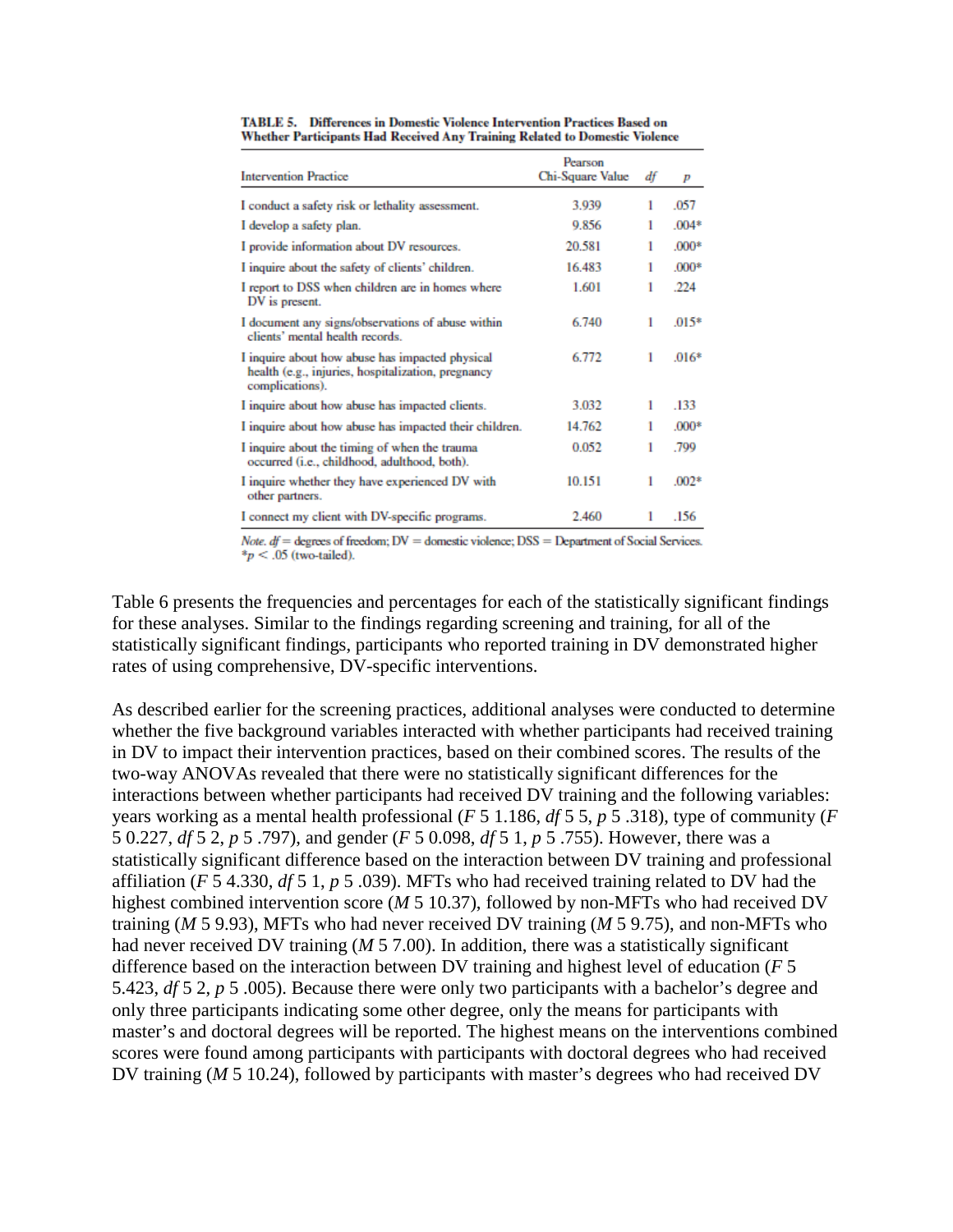**TABLE 5. Differences in Domestic Violence Intervention Practices Based on Whether Participants Had Received Any Training Related to Domestic Violence**

| Intervention Practice | Pearson Chi-Square Value | *df* | *p* |
|---|---|---|---|
| I conduct a safety risk or lethality assessment. | 3.939 | 1 | .057 |
| I develop a safety plan. | 9.856 | 1 | .004* |
| I provide information about DV resources. | 20.581 | 1 | .000* |
| I inquire about the safety of clients' children. | 16.483 | 1 | .000* |
| I report to DSS when children are in homes where DV is present. | 1.601 | 1 | .224 |
| I document any signs/observations of abuse within clients' mental health records. | 6.740 | 1 | .015* |
| I inquire about how abuse has impacted physical health (e.g., injuries, hospitalization, pregnancy complications). | 6.772 | 1 | .016* |
| I inquire about how abuse has impacted clients. | 3.032 | 1 | .133 |
| I inquire about how abuse has impacted their children. | 14.762 | 1 | .000* |
| I inquire about the timing of when the trauma occurred (i.e., childhood, adulthood, both). | 0.052 | 1 | .799 |
| I inquire whether they have experienced DV with other partners. | 10.151 | 1 | .002* |
| I connect my client with DV-specific programs. | 2.460 | 1 | .156 |

*Note. df* = degrees of freedom; DV = domestic violence; DSS = Department of Social Services.
*$p < .05$ (two-tailed).

Table 6 presents the frequencies and percentages for each of the statistically significant findings for these analyses. Similar to the findings regarding screening and training, for all of the statistically significant findings, participants who reported training in DV demonstrated higher rates of using comprehensive, DV-specific interventions.

As described earlier for the screening practices, additional analyses were conducted to determine whether the five background variables interacted with whether participants had received training in DV to impact their intervention practices, based on their combined scores. The results of the two-way ANOVAs revealed that there were no statistically significant differences for the interactions between whether participants had received DV training and the following variables: years working as a mental health professional ($F$ 5 1.186, $df$ 5 5, $p$ 5 .318), type of community ($F$ 5 0.227, $df$ 5 2, $p$ 5 .797), and gender ($F$ 5 0.098, $df$ 5 1, $p$ 5 .755). However, there was a statistically significant difference based on the interaction between DV training and professional affiliation ($F$ 5 4.330, $df$ 5 1, $p$ 5 .039). MFTs who had received training related to DV had the highest combined intervention score ($M$ 5 10.37), followed by non-MFTs who had received DV training ($M$ 5 9.93), MFTs who had never received DV training ($M$ 5 9.75), and non-MFTs who had never received DV training ($M$ 5 7.00). In addition, there was a statistically significant difference based on the interaction between DV training and highest level of education ($F$ 5 5.423, $df$ 5 2, $p$ 5 .005). Because there were only two participants with a bachelor's degree and only three participants indicating some other degree, only the means for participants with master's and doctoral degrees will be reported. The highest means on the interventions combined scores were found among participants with participants with doctoral degrees who had received DV training ($M$ 5 10.24), followed by participants with master's degrees who had received DV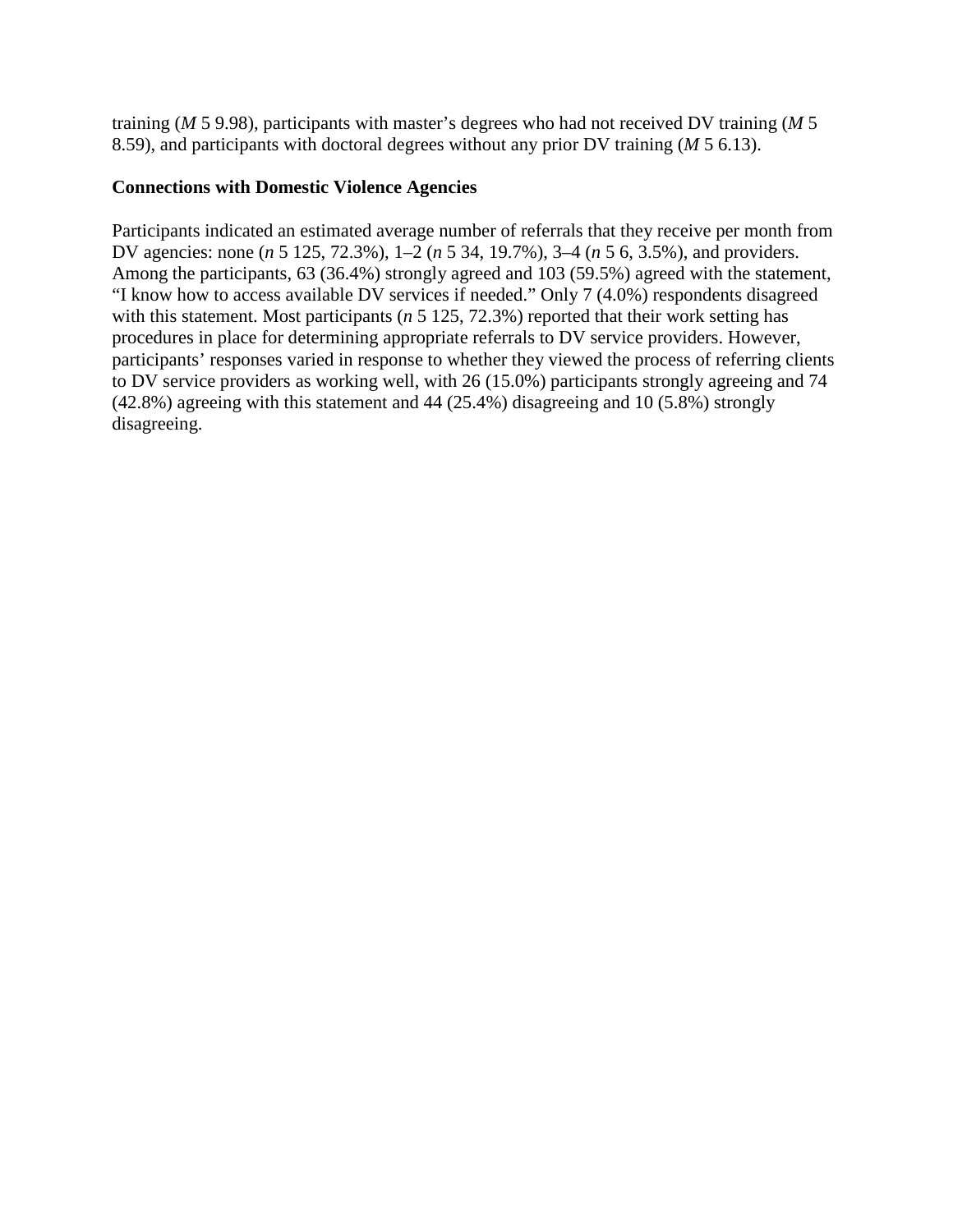training (*M* 5 9.98), participants with master's degrees who had not received DV training (*M* 5 8.59), and participants with doctoral degrees without any prior DV training (*M* 5 6.13).

## Connections with Domestic Violence Agencies

Participants indicated an estimated average number of referrals that they receive per month from DV agencies: none (*n* 5 125, 72.3%), 1–2 (*n* 5 34, 19.7%), 3–4 (*n* 5 6, 3.5%), and providers. Among the participants, 63 (36.4%) strongly agreed and 103 (59.5%) agreed with the statement, "I know how to access available DV services if needed." Only 7 (4.0%) respondents disagreed with this statement. Most participants (*n* 5 125, 72.3%) reported that their work setting has procedures in place for determining appropriate referrals to DV service providers. However, participants' responses varied in response to whether they viewed the process of referring clients to DV service providers as working well, with 26 (15.0%) participants strongly agreeing and 74 (42.8%) agreeing with this statement and 44 (25.4%) disagreeing and 10 (5.8%) strongly disagreeing.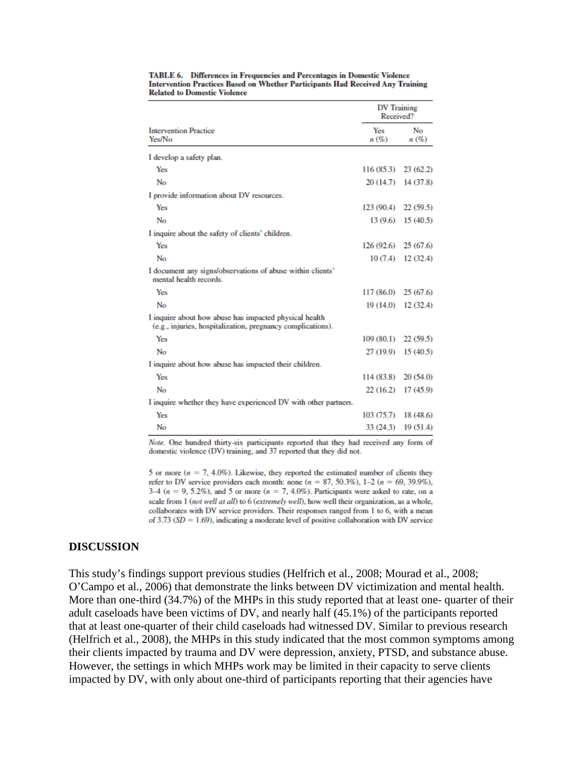**TABLE 6. Differences in Frequencies and Percentages in Domestic Violence Intervention Practices Based on Whether Participants Had Received Any Training Related to Domestic Violence**

| Intervention Practice Yes/No | DV Training Received? Yes n (%) | No n (%) |
|---|---|---|
| I develop a safety plan. | | |
| Yes | 116 (85.3) | 23 (62.2) |
| No | 20 (14.7) | 14 (37.8) |
| I provide information about DV resources. | | |
| Yes | 123 (90.4) | 22 (59.5) |
| No | 13 (9.6) | 15 (40.5) |
| I inquire about the safety of clients' children. | | |
| Yes | 126 (92.6) | 25 (67.6) |
| No | 10 (7.4) | 12 (32.4) |
| I document any signs/observations of abuse within clients' mental health records. | | |
| Yes | 117 (86.0) | 25 (67.6) |
| No | 19 (14.0) | 12 (32.4) |
| I inquire about how abuse has impacted physical health (e.g., injuries, hospitalization, pregnancy complications). | | |
| Yes | 109 (80.1) | 22 (59.5) |
| No | 27 (19.9) | 15 (40.5) |
| I inquire about how abuse has impacted their children. | | |
| Yes | 114 (83.8) | 20 (54.0) |
| No | 22 (16.2) | 17 (45.9) |
| I inquire whether they have experienced DV with other partners. | | |
| Yes | 103 (75.7) | 18 (48.6) |
| No | 33 (24.3) | 19 (51.4) |

*Note.* One hundred thirty-six participants reported that they had received any form of domestic violence (DV) training, and 37 reported that they did not.

5 or more ($n$ = 7, 4.0%). Likewise, they reported the estimated number of clients they refer to DV service providers each month: none ($n$ = 87, 50.3%), 1–2 ($n$ = 69, 39.9%), 3–4 ($n$ = 9, 5.2%), and 5 or more ($n$ = 7, 4.0%). Participants were asked to rate, on a scale from 1 (*not well at all*) to 6 (*extremely well*), how well their organization, as a whole, collaborates with DV service providers. Their responses ranged from 1 to 6, with a mean of 3.73 ($SD$ = 1.69), indicating a moderate level of positive collaboration with DV service

## DISCUSSION

This study's findings support previous studies (Helfrich et al., 2008; Mourad et al., 2008; O'Campo et al., 2006) that demonstrate the links between DV victimization and mental health. More than one-third (34.7%) of the MHPs in this study reported that at least one- quarter of their adult caseloads have been victims of DV, and nearly half (45.1%) of the participants reported that at least one-quarter of their child caseloads had witnessed DV. Similar to previous research (Helfrich et al., 2008), the MHPs in this study indicated that the most common symptoms among their clients impacted by trauma and DV were depression, anxiety, PTSD, and substance abuse. However, the settings in which MHPs work may be limited in their capacity to serve clients impacted by DV, with only about one-third of participants reporting that their agencies have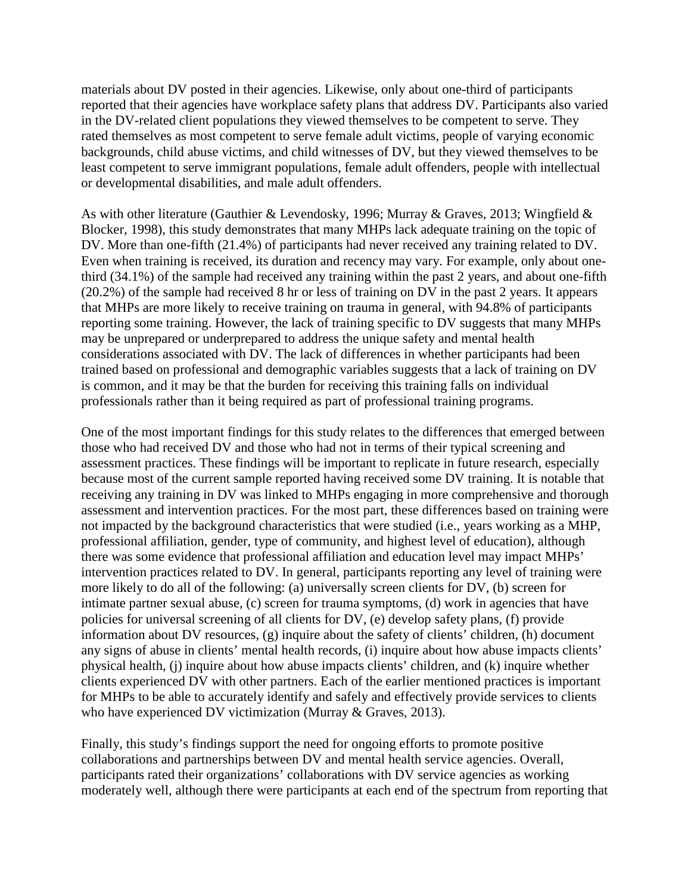materials about DV posted in their agencies. Likewise, only about one-third of participants reported that their agencies have workplace safety plans that address DV. Participants also varied in the DV-related client populations they viewed themselves to be competent to serve. They rated themselves as most competent to serve female adult victims, people of varying economic backgrounds, child abuse victims, and child witnesses of DV, but they viewed themselves to be least competent to serve immigrant populations, female adult offenders, people with intellectual or developmental disabilities, and male adult offenders.

As with other literature (Gauthier & Levendosky, 1996; Murray & Graves, 2013; Wingfield & Blocker, 1998), this study demonstrates that many MHPs lack adequate training on the topic of DV. More than one-fifth (21.4%) of participants had never received any training related to DV. Even when training is received, its duration and recency may vary. For example, only about one-third (34.1%) of the sample had received any training within the past 2 years, and about one-fifth (20.2%) of the sample had received 8 hr or less of training on DV in the past 2 years. It appears that MHPs are more likely to receive training on trauma in general, with 94.8% of participants reporting some training. However, the lack of training specific to DV suggests that many MHPs may be unprepared or underprepared to address the unique safety and mental health considerations associated with DV. The lack of differences in whether participants had been trained based on professional and demographic variables suggests that a lack of training on DV is common, and it may be that the burden for receiving this training falls on individual professionals rather than it being required as part of professional training programs.

One of the most important findings for this study relates to the differences that emerged between those who had received DV and those who had not in terms of their typical screening and assessment practices. These findings will be important to replicate in future research, especially because most of the current sample reported having received some DV training. It is notable that receiving any training in DV was linked to MHPs engaging in more comprehensive and thorough assessment and intervention practices. For the most part, these differences based on training were not impacted by the background characteristics that were studied (i.e., years working as a MHP, professional affiliation, gender, type of community, and highest level of education), although there was some evidence that professional affiliation and education level may impact MHPs' intervention practices related to DV. In general, participants reporting any level of training were more likely to do all of the following: (a) universally screen clients for DV, (b) screen for intimate partner sexual abuse, (c) screen for trauma symptoms, (d) work in agencies that have policies for universal screening of all clients for DV, (e) develop safety plans, (f) provide information about DV resources, (g) inquire about the safety of clients' children, (h) document any signs of abuse in clients' mental health records, (i) inquire about how abuse impacts clients' physical health, (j) inquire about how abuse impacts clients' children, and (k) inquire whether clients experienced DV with other partners. Each of the earlier mentioned practices is important for MHPs to be able to accurately identify and safely and effectively provide services to clients who have experienced DV victimization (Murray & Graves, 2013).

Finally, this study's findings support the need for ongoing efforts to promote positive collaborations and partnerships between DV and mental health service agencies. Overall, participants rated their organizations' collaborations with DV service agencies as working moderately well, although there were participants at each end of the spectrum from reporting that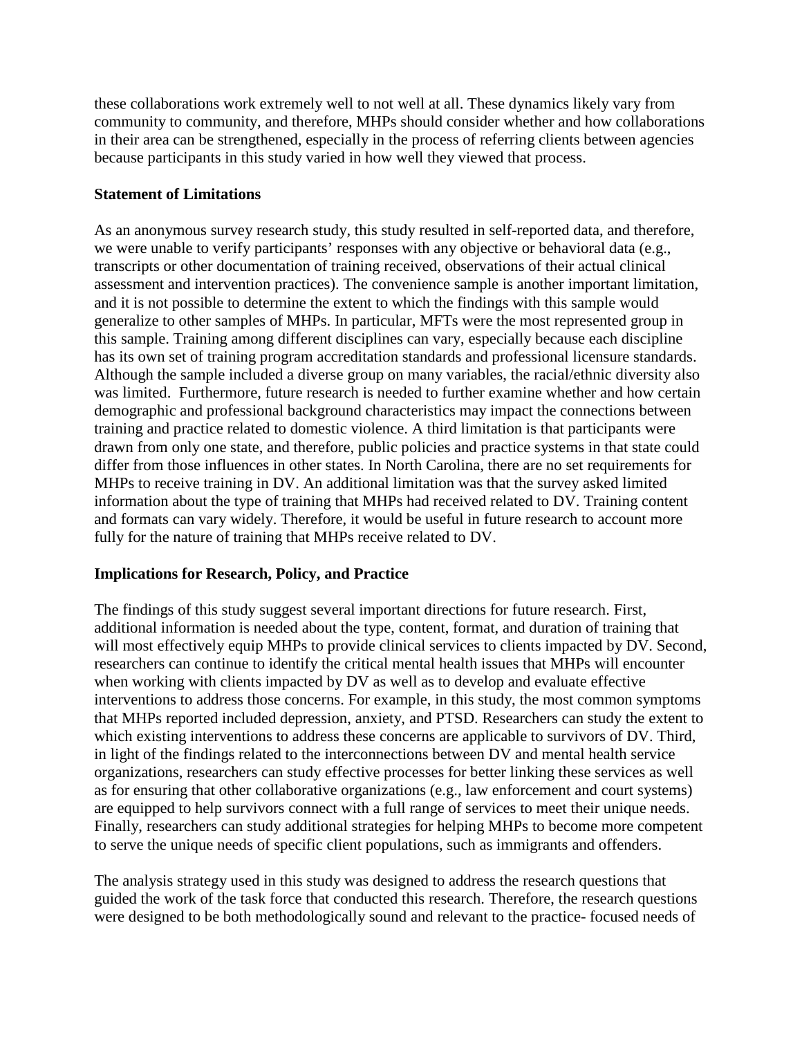these collaborations work extremely well to not well at all. These dynamics likely vary from community to community, and therefore, MHPs should consider whether and how collaborations in their area can be strengthened, especially in the process of referring clients between agencies because participants in this study varied in how well they viewed that process.

**Statement of Limitations**

As an anonymous survey research study, this study resulted in self-reported data, and therefore, we were unable to verify participants' responses with any objective or behavioral data (e.g., transcripts or other documentation of training received, observations of their actual clinical assessment and intervention practices). The convenience sample is another important limitation, and it is not possible to determine the extent to which the findings with this sample would generalize to other samples of MHPs. In particular, MFTs were the most represented group in this sample. Training among different disciplines can vary, especially because each discipline has its own set of training program accreditation standards and professional licensure standards. Although the sample included a diverse group on many variables, the racial/ethnic diversity also was limited. Furthermore, future research is needed to further examine whether and how certain demographic and professional background characteristics may impact the connections between training and practice related to domestic violence. A third limitation is that participants were drawn from only one state, and therefore, public policies and practice systems in that state could differ from those influences in other states. In North Carolina, there are no set requirements for MHPs to receive training in DV. An additional limitation was that the survey asked limited information about the type of training that MHPs had received related to DV. Training content and formats can vary widely. Therefore, it would be useful in future research to account more fully for the nature of training that MHPs receive related to DV.

**Implications for Research, Policy, and Practice**

The findings of this study suggest several important directions for future research. First, additional information is needed about the type, content, format, and duration of training that will most effectively equip MHPs to provide clinical services to clients impacted by DV. Second, researchers can continue to identify the critical mental health issues that MHPs will encounter when working with clients impacted by DV as well as to develop and evaluate effective interventions to address those concerns. For example, in this study, the most common symptoms that MHPs reported included depression, anxiety, and PTSD. Researchers can study the extent to which existing interventions to address these concerns are applicable to survivors of DV. Third, in light of the findings related to the interconnections between DV and mental health service organizations, researchers can study effective processes for better linking these services as well as for ensuring that other collaborative organizations (e.g., law enforcement and court systems) are equipped to help survivors connect with a full range of services to meet their unique needs. Finally, researchers can study additional strategies for helping MHPs to become more competent to serve the unique needs of specific client populations, such as immigrants and offenders.

The analysis strategy used in this study was designed to address the research questions that guided the work of the task force that conducted this research. Therefore, the research questions were designed to be both methodologically sound and relevant to the practice- focused needs of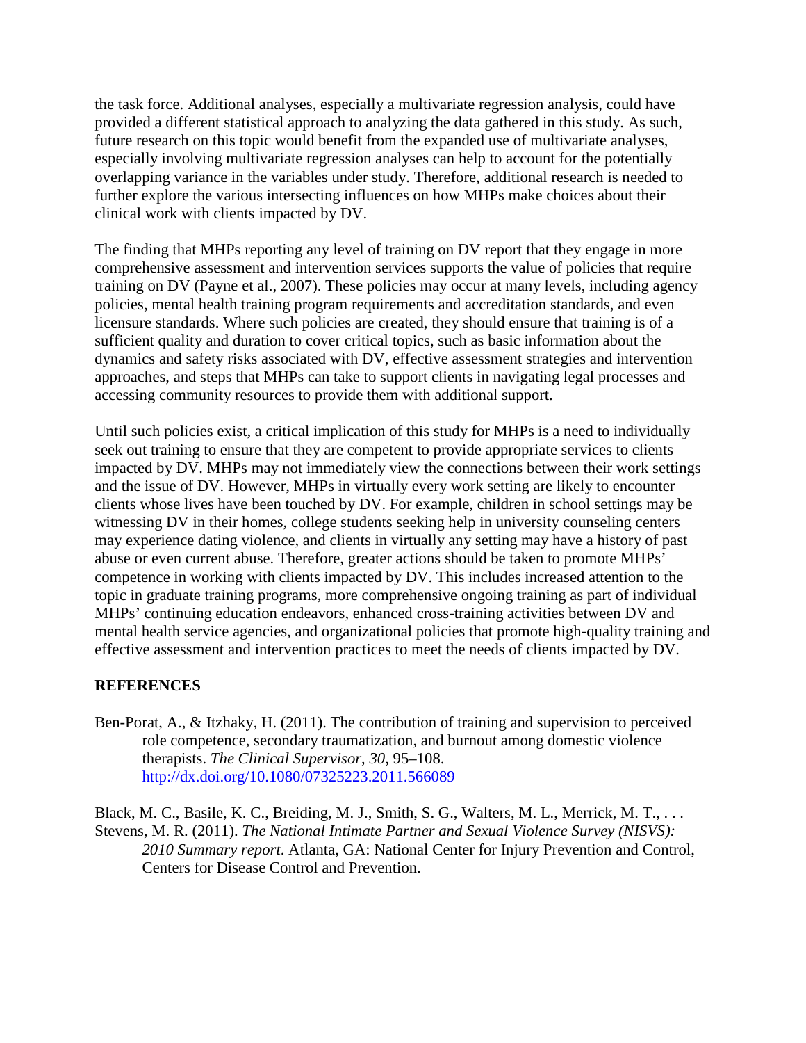the task force. Additional analyses, especially a multivariate regression analysis, could have provided a different statistical approach to analyzing the data gathered in this study. As such, future research on this topic would benefit from the expanded use of multivariate analyses, especially involving multivariate regression analyses can help to account for the potentially overlapping variance in the variables under study. Therefore, additional research is needed to further explore the various intersecting influences on how MHPs make choices about their clinical work with clients impacted by DV.

The finding that MHPs reporting any level of training on DV report that they engage in more comprehensive assessment and intervention services supports the value of policies that require training on DV (Payne et al., 2007). These policies may occur at many levels, including agency policies, mental health training program requirements and accreditation standards, and even licensure standards. Where such policies are created, they should ensure that training is of a sufficient quality and duration to cover critical topics, such as basic information about the dynamics and safety risks associated with DV, effective assessment strategies and intervention approaches, and steps that MHPs can take to support clients in navigating legal processes and accessing community resources to provide them with additional support.

Until such policies exist, a critical implication of this study for MHPs is a need to individually seek out training to ensure that they are competent to provide appropriate services to clients impacted by DV. MHPs may not immediately view the connections between their work settings and the issue of DV. However, MHPs in virtually every work setting are likely to encounter clients whose lives have been touched by DV. For example, children in school settings may be witnessing DV in their homes, college students seeking help in university counseling centers may experience dating violence, and clients in virtually any setting may have a history of past abuse or even current abuse. Therefore, greater actions should be taken to promote MHPs' competence in working with clients impacted by DV. This includes increased attention to the topic in graduate training programs, more comprehensive ongoing training as part of individual MHPs' continuing education endeavors, enhanced cross-training activities between DV and mental health service agencies, and organizational policies that promote high-quality training and effective assessment and intervention practices to meet the needs of clients impacted by DV.

## REFERENCES

Ben-Porat, A., & Itzhaky, H. (2011). The contribution of training and supervision to perceived role competence, secondary traumatization, and burnout among domestic violence therapists. *The Clinical Supervisor*, *30*, 95–108. http://dx.doi.org/10.1080/07325223.2011.566089

Black, M. C., Basile, K. C., Breiding, M. J., Smith, S. G., Walters, M. L., Merrick, M. T., . . . Stevens, M. R. (2011). *The National Intimate Partner and Sexual Violence Survey (NISVS): 2010 Summary report*. Atlanta, GA: National Center for Injury Prevention and Control, Centers for Disease Control and Prevention.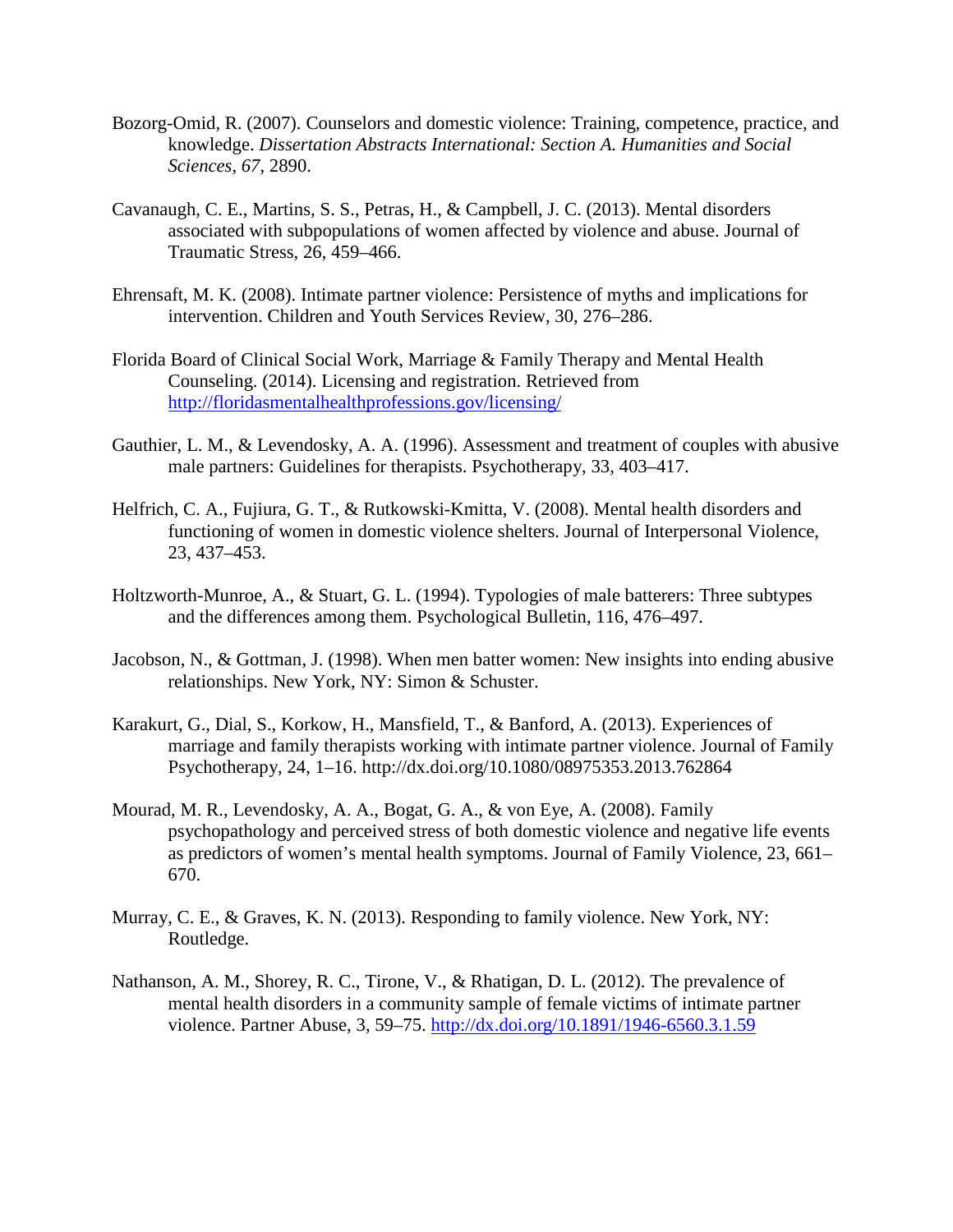Bozorg-Omid, R. (2007). Counselors and domestic violence: Training, competence, practice, and knowledge. *Dissertation Abstracts International: Section A. Humanities and Social Sciences*, *67*, 2890.

Cavanaugh, C. E., Martins, S. S., Petras, H., & Campbell, J. C. (2013). Mental disorders associated with subpopulations of women affected by violence and abuse. Journal of Traumatic Stress, 26, 459–466.

Ehrensaft, M. K. (2008). Intimate partner violence: Persistence of myths and implications for intervention. Children and Youth Services Review, 30, 276–286.

Florida Board of Clinical Social Work, Marriage & Family Therapy and Mental Health Counseling. (2014). Licensing and registration. Retrieved from [http://floridasmentalhealthprofessions.gov/licensing/](http://floridasmentalhealthprofessions.gov/licensing/)

Gauthier, L. M., & Levendosky, A. A. (1996). Assessment and treatment of couples with abusive male partners: Guidelines for therapists. Psychotherapy, 33, 403–417.

Helfrich, C. A., Fujiura, G. T., & Rutkowski-Kmitta, V. (2008). Mental health disorders and functioning of women in domestic violence shelters. Journal of Interpersonal Violence, 23, 437–453.

Holtzworth-Munroe, A., & Stuart, G. L. (1994). Typologies of male batterers: Three subtypes and the differences among them. Psychological Bulletin, 116, 476–497.

Jacobson, N., & Gottman, J. (1998). When men batter women: New insights into ending abusive relationships. New York, NY: Simon & Schuster.

Karakurt, G., Dial, S., Korkow, H., Mansfield, T., & Banford, A. (2013). Experiences of marriage and family therapists working with intimate partner violence. Journal of Family Psychotherapy, 24, 1–16. http://dx.doi.org/10.1080/08975353.2013.762864

Mourad, M. R., Levendosky, A. A., Bogat, G. A., & von Eye, A. (2008). Family psychopathology and perceived stress of both domestic violence and negative life events as predictors of women's mental health symptoms. Journal of Family Violence, 23, 661–670.

Murray, C. E., & Graves, K. N. (2013). Responding to family violence. New York, NY: Routledge.

Nathanson, A. M., Shorey, R. C., Tirone, V., & Rhatigan, D. L. (2012). The prevalence of mental health disorders in a community sample of female victims of intimate partner violence. Partner Abuse, 3, 59–75. [http://dx.doi.org/10.1891/1946-6560.3.1.59](http://dx.doi.org/10.1891/1946-6560.3.1.59)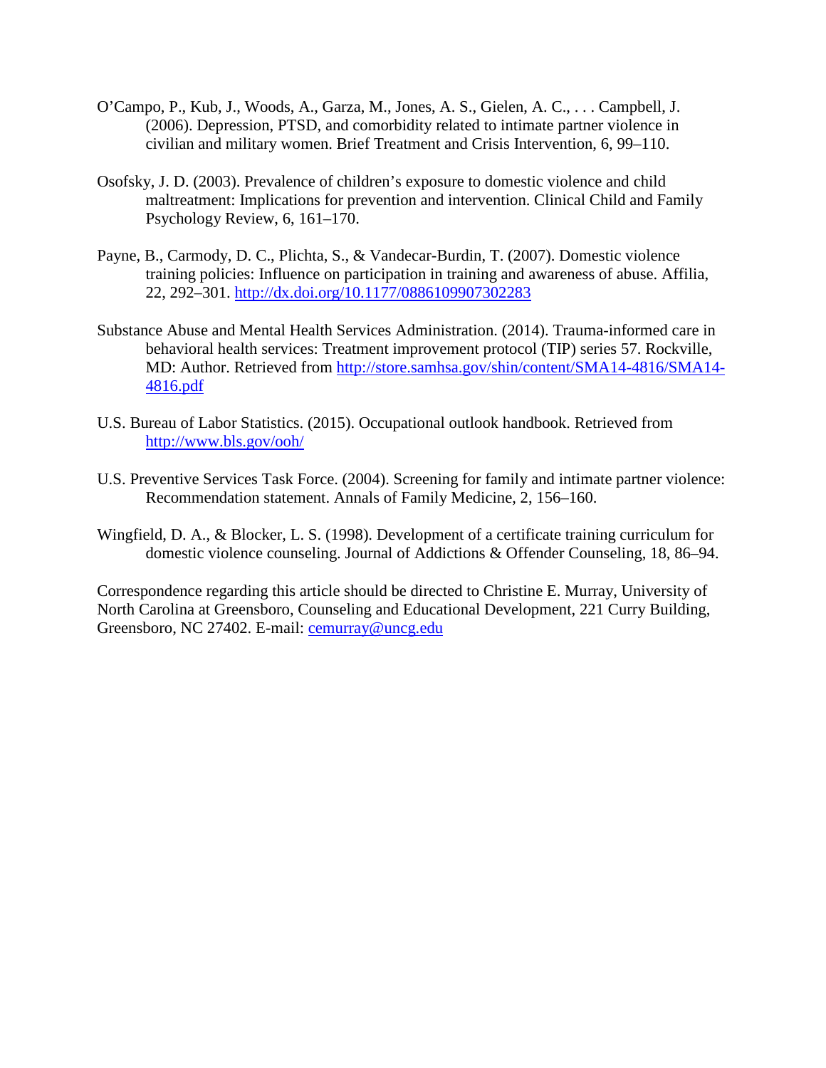O'Campo, P., Kub, J., Woods, A., Garza, M., Jones, A. S., Gielen, A. C., . . . Campbell, J. (2006). Depression, PTSD, and comorbidity related to intimate partner violence in civilian and military women. Brief Treatment and Crisis Intervention, 6, 99–110.

Osofsky, J. D. (2003). Prevalence of children's exposure to domestic violence and child maltreatment: Implications for prevention and intervention. Clinical Child and Family Psychology Review, 6, 161–170.

Payne, B., Carmody, D. C., Plichta, S., & Vandecar-Burdin, T. (2007). Domestic violence training policies: Influence on participation in training and awareness of abuse. Affilia, 22, 292–301. http://dx.doi.org/10.1177/0886109907302283

Substance Abuse and Mental Health Services Administration. (2014). Trauma-informed care in behavioral health services: Treatment improvement protocol (TIP) series 57. Rockville, MD: Author. Retrieved from http://store.samhsa.gov/shin/content/SMA14-4816/SMA14-4816.pdf

U.S. Bureau of Labor Statistics. (2015). Occupational outlook handbook. Retrieved from http://www.bls.gov/ooh/

U.S. Preventive Services Task Force. (2004). Screening for family and intimate partner violence: Recommendation statement. Annals of Family Medicine, 2, 156–160.

Wingfield, D. A., & Blocker, L. S. (1998). Development of a certificate training curriculum for domestic violence counseling. Journal of Addictions & Offender Counseling, 18, 86–94.

Correspondence regarding this article should be directed to Christine E. Murray, University of North Carolina at Greensboro, Counseling and Educational Development, 221 Curry Building, Greensboro, NC 27402. E-mail: cemurray@uncg.edu